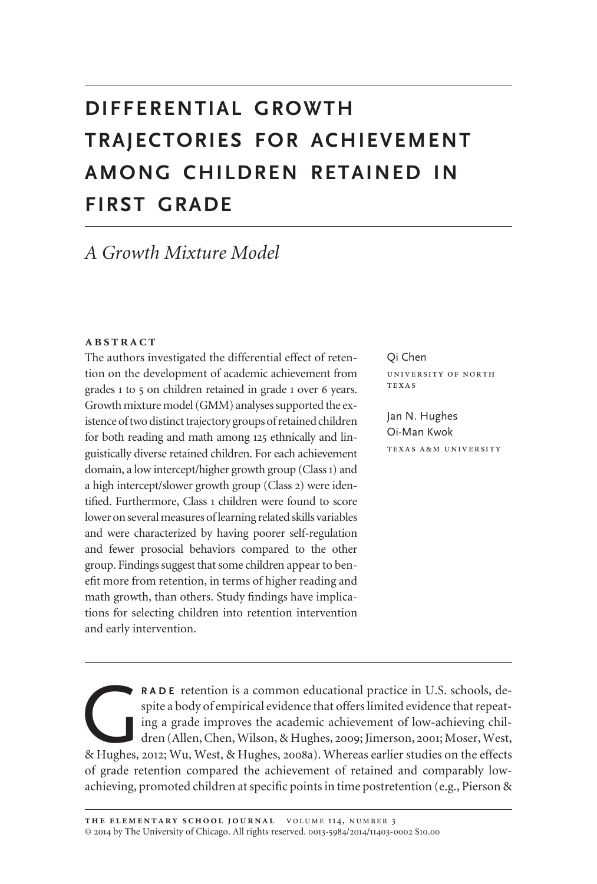# DIFFERENTIAL GROWTH TRAJECTORIES FOR ACHIEVEMENT AMONG CHILDREN RETAINED IN FIRST GRADE

## *A Growth Mixture Model*

Qi Chen
UNIVERSITY OF NORTH TEXAS

Jan N. Hughes
Oi-Man Kwok
TEXAS A&M UNIVERSITY

### ABSTRACT

The authors investigated the differential effect of retention on the development of academic achievement from grades 1 to 5 on children retained in grade 1 over 6 years. Growth mixture model (GMM) analyses supported the existence of two distinct trajectory groups of retained children for both reading and math among 125 ethnically and linguistically diverse retained children. For each achievement domain, a low intercept/higher growth group (Class 1) and a high intercept/slower growth group (Class 2) were identified. Furthermore, Class 1 children were found to score lower on several measures of learning related skills variables and were characterized by having poorer self-regulation and fewer prosocial behaviors compared to the other group. Findings suggest that some children appear to benefit more from retention, in terms of higher reading and math growth, than others. Study findings have implications for selecting children into retention intervention and early intervention.

GRADE retention is a common educational practice in U.S. schools, despite a body of empirical evidence that offers limited evidence that repeating a grade improves the academic achievement of low-achieving children (Allen, Chen, Wilson, & Hughes, 2009; Jimerson, 2001; Moser, West, & Hughes, 2012; Wu, West, & Hughes, 2008a). Whereas earlier studies on the effects of grade retention compared the achievement of retained and comparably low-achieving, promoted children at specific points in time postretention (e.g., Pierson &

THE ELEMENTARY SCHOOL JOURNAL VOLUME 114, NUMBER 3
© 2014 by The University of Chicago. All rights reserved. 0013-5984/2014/11403-0002 $10.00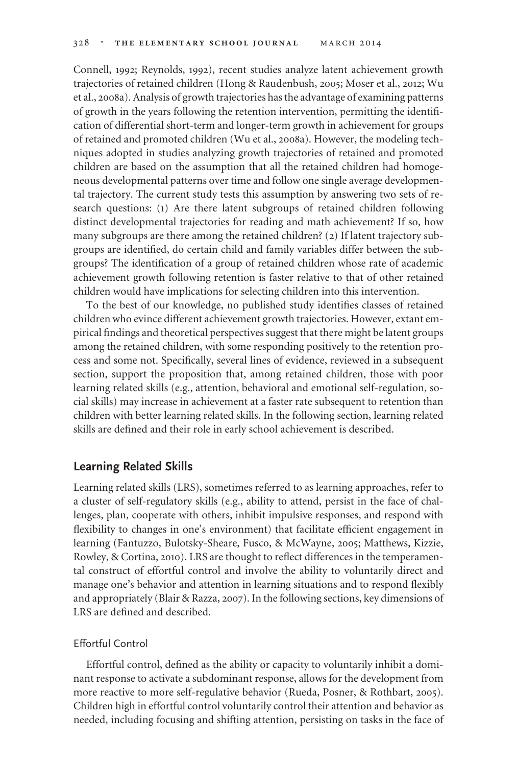Connell, 1992; Reynolds, 1992), recent studies analyze latent achievement growth trajectories of retained children (Hong & Raudenbush, 2005; Moser et al., 2012; Wu et al., 2008a). Analysis of growth trajectories has the advantage of examining patterns of growth in the years following the retention intervention, permitting the identification of differential short-term and longer-term growth in achievement for groups of retained and promoted children (Wu et al., 2008a). However, the modeling techniques adopted in studies analyzing growth trajectories of retained and promoted children are based on the assumption that all the retained children had homogeneous developmental patterns over time and follow one single average developmental trajectory. The current study tests this assumption by answering two sets of research questions: (1) Are there latent subgroups of retained children following distinct developmental trajectories for reading and math achievement? If so, how many subgroups are there among the retained children? (2) If latent trajectory subgroups are identified, do certain child and family variables differ between the subgroups? The identification of a group of retained children whose rate of academic achievement growth following retention is faster relative to that of other retained children would have implications for selecting children into this intervention.

To the best of our knowledge, no published study identifies classes of retained children who evince different achievement growth trajectories. However, extant empirical findings and theoretical perspectives suggest that there might be latent groups among the retained children, with some responding positively to the retention process and some not. Specifically, several lines of evidence, reviewed in a subsequent section, support the proposition that, among retained children, those with poor learning related skills (e.g., attention, behavioral and emotional self-regulation, social skills) may increase in achievement at a faster rate subsequent to retention than children with better learning related skills. In the following section, learning related skills are defined and their role in early school achievement is described.

## Learning Related Skills

Learning related skills (LRS), sometimes referred to as learning approaches, refer to a cluster of self-regulatory skills (e.g., ability to attend, persist in the face of challenges, plan, cooperate with others, inhibit impulsive responses, and respond with flexibility to changes in one's environment) that facilitate efficient engagement in learning (Fantuzzo, Bulotsky-Sheare, Fusco, & McWayne, 2005; Matthews, Kizzie, Rowley, & Cortina, 2010). LRS are thought to reflect differences in the temperamental construct of effortful control and involve the ability to voluntarily direct and manage one's behavior and attention in learning situations and to respond flexibly and appropriately (Blair & Razza, 2007). In the following sections, key dimensions of LRS are defined and described.

### Effortful Control

Effortful control, defined as the ability or capacity to voluntarily inhibit a dominant response to activate a subdominant response, allows for the development from more reactive to more self-regulative behavior (Rueda, Posner, & Rothbart, 2005). Children high in effortful control voluntarily control their attention and behavior as needed, including focusing and shifting attention, persisting on tasks in the face of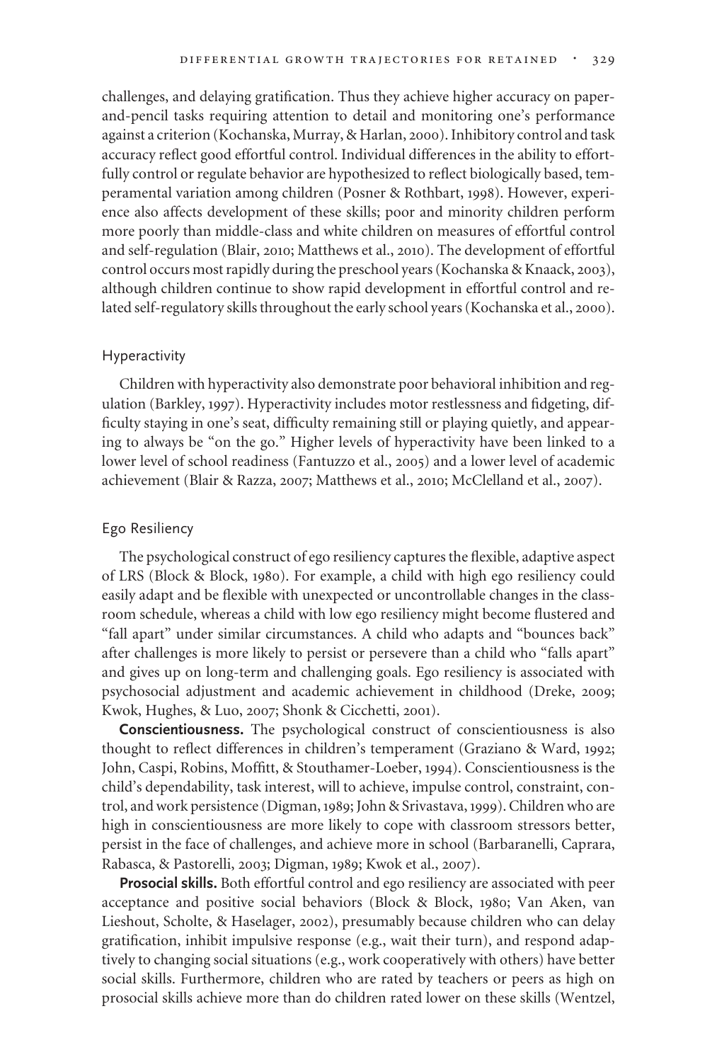challenges, and delaying gratification. Thus they achieve higher accuracy on paper-and-pencil tasks requiring attention to detail and monitoring one's performance against a criterion (Kochanska, Murray, & Harlan, 2000). Inhibitory control and task accuracy reflect good effortful control. Individual differences in the ability to effortfully control or regulate behavior are hypothesized to reflect biologically based, temperamental variation among children (Posner & Rothbart, 1998). However, experience also affects development of these skills; poor and minority children perform more poorly than middle-class and white children on measures of effortful control and self-regulation (Blair, 2010; Matthews et al., 2010). The development of effortful control occurs most rapidly during the preschool years (Kochanska & Knaack, 2003), although children continue to show rapid development in effortful control and related self-regulatory skills throughout the early school years (Kochanska et al., 2000).

### Hyperactivity

Children with hyperactivity also demonstrate poor behavioral inhibition and regulation (Barkley, 1997). Hyperactivity includes motor restlessness and fidgeting, difficulty staying in one's seat, difficulty remaining still or playing quietly, and appearing to always be "on the go." Higher levels of hyperactivity have been linked to a lower level of school readiness (Fantuzzo et al., 2005) and a lower level of academic achievement (Blair & Razza, 2007; Matthews et al., 2010; McClelland et al., 2007).

### Ego Resiliency

The psychological construct of ego resiliency captures the flexible, adaptive aspect of LRS (Block & Block, 1980). For example, a child with high ego resiliency could easily adapt and be flexible with unexpected or uncontrollable changes in the classroom schedule, whereas a child with low ego resiliency might become flustered and "fall apart" under similar circumstances. A child who adapts and "bounces back" after challenges is more likely to persist or persevere than a child who "falls apart" and gives up on long-term and challenging goals. Ego resiliency is associated with psychosocial adjustment and academic achievement in childhood (Dreke, 2009; Kwok, Hughes, & Luo, 2007; Shonk & Cicchetti, 2001).

**Conscientiousness.** The psychological construct of conscientiousness is also thought to reflect differences in children's temperament (Graziano & Ward, 1992; John, Caspi, Robins, Moffitt, & Stouthamer-Loeber, 1994). Conscientiousness is the child's dependability, task interest, will to achieve, impulse control, constraint, control, and work persistence (Digman, 1989; John & Srivastava, 1999). Children who are high in conscientiousness are more likely to cope with classroom stressors better, persist in the face of challenges, and achieve more in school (Barbaranelli, Caprara, Rabasca, & Pastorelli, 2003; Digman, 1989; Kwok et al., 2007).

**Prosocial skills.** Both effortful control and ego resiliency are associated with peer acceptance and positive social behaviors (Block & Block, 1980; Van Aken, van Lieshout, Scholte, & Haselager, 2002), presumably because children who can delay gratification, inhibit impulsive response (e.g., wait their turn), and respond adaptively to changing social situations (e.g., work cooperatively with others) have better social skills. Furthermore, children who are rated by teachers or peers as high on prosocial skills achieve more than do children rated lower on these skills (Wentzel,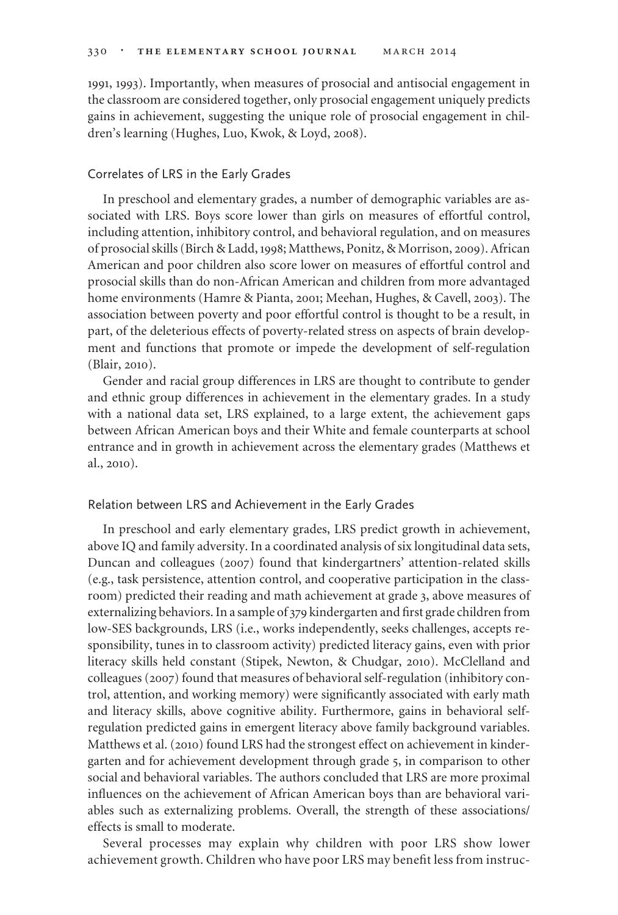1991, 1993). Importantly, when measures of prosocial and antisocial engagement in the classroom are considered together, only prosocial engagement uniquely predicts gains in achievement, suggesting the unique role of prosocial engagement in children's learning (Hughes, Luo, Kwok, & Loyd, 2008).

### Correlates of LRS in the Early Grades

In preschool and elementary grades, a number of demographic variables are associated with LRS. Boys score lower than girls on measures of effortful control, including attention, inhibitory control, and behavioral regulation, and on measures of prosocial skills (Birch & Ladd, 1998; Matthews, Ponitz, & Morrison, 2009). African American and poor children also score lower on measures of effortful control and prosocial skills than do non-African American and children from more advantaged home environments (Hamre & Pianta, 2001; Meehan, Hughes, & Cavell, 2003). The association between poverty and poor effortful control is thought to be a result, in part, of the deleterious effects of poverty-related stress on aspects of brain development and functions that promote or impede the development of self-regulation (Blair, 2010).

Gender and racial group differences in LRS are thought to contribute to gender and ethnic group differences in achievement in the elementary grades. In a study with a national data set, LRS explained, to a large extent, the achievement gaps between African American boys and their White and female counterparts at school entrance and in growth in achievement across the elementary grades (Matthews et al., 2010).

### Relation between LRS and Achievement in the Early Grades

In preschool and early elementary grades, LRS predict growth in achievement, above IQ and family adversity. In a coordinated analysis of six longitudinal data sets, Duncan and colleagues (2007) found that kindergartners' attention-related skills (e.g., task persistence, attention control, and cooperative participation in the classroom) predicted their reading and math achievement at grade 3, above measures of externalizing behaviors. In a sample of 379 kindergarten and first grade children from low-SES backgrounds, LRS (i.e., works independently, seeks challenges, accepts responsibility, tunes in to classroom activity) predicted literacy gains, even with prior literacy skills held constant (Stipek, Newton, & Chudgar, 2010). McClelland and colleagues (2007) found that measures of behavioral self-regulation (inhibitory control, attention, and working memory) were significantly associated with early math and literacy skills, above cognitive ability. Furthermore, gains in behavioral self-regulation predicted gains in emergent literacy above family background variables. Matthews et al. (2010) found LRS had the strongest effect on achievement in kindergarten and for achievement development through grade 5, in comparison to other social and behavioral variables. The authors concluded that LRS are more proximal influences on the achievement of African American boys than are behavioral variables such as externalizing problems. Overall, the strength of these associations/effects is small to moderate.

Several processes may explain why children with poor LRS show lower achievement growth. Children who have poor LRS may benefit less from instruc-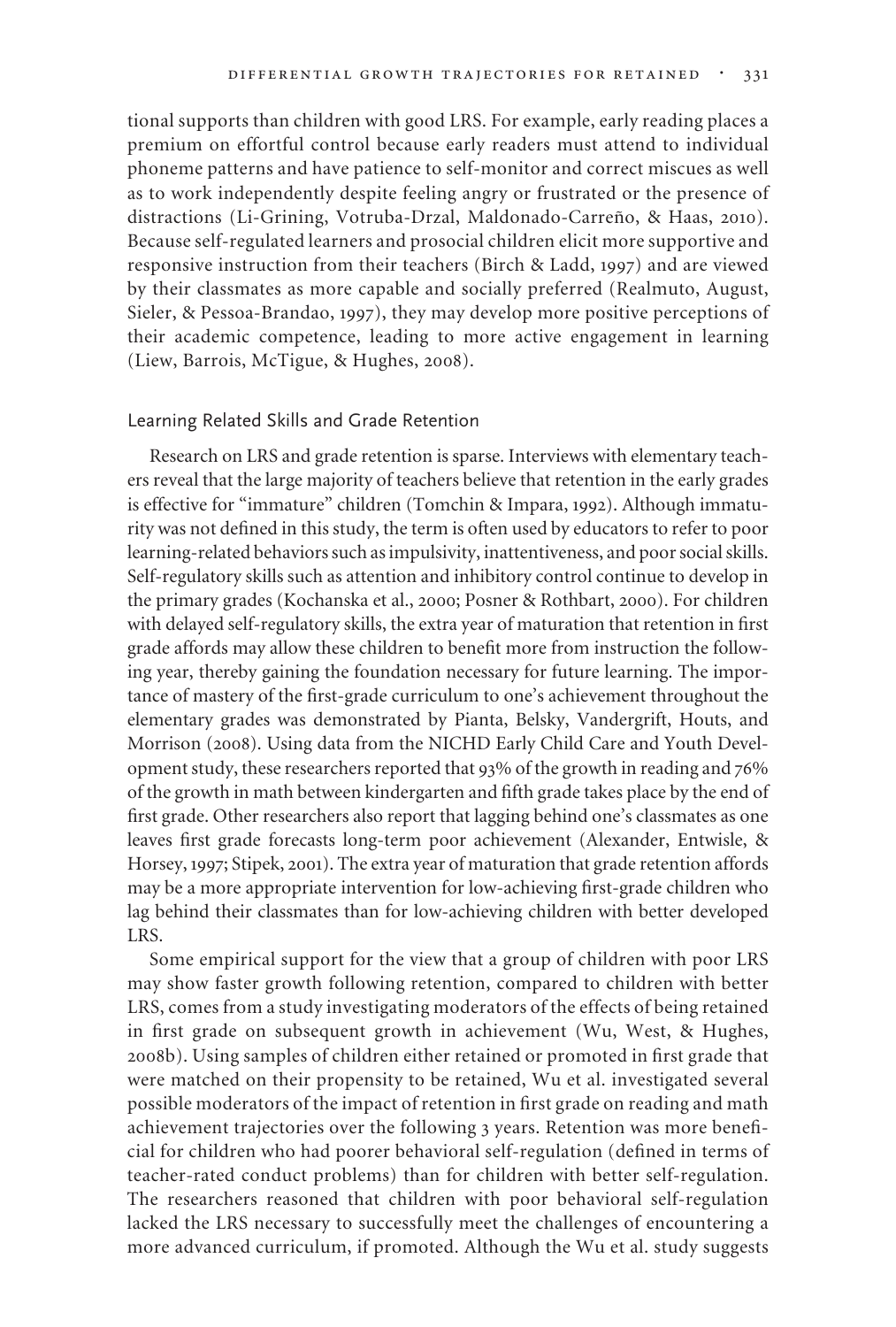tional supports than children with good LRS. For example, early reading places a premium on effortful control because early readers must attend to individual phoneme patterns and have patience to self-monitor and correct miscues as well as to work independently despite feeling angry or frustrated or the presence of distractions (Li-Grining, Votruba-Drzal, Maldonado-Carreño, & Haas, 2010). Because self-regulated learners and prosocial children elicit more supportive and responsive instruction from their teachers (Birch & Ladd, 1997) and are viewed by their classmates as more capable and socially preferred (Realmuto, August, Sieler, & Pessoa-Brandao, 1997), they may develop more positive perceptions of their academic competence, leading to more active engagement in learning (Liew, Barrois, McTigue, & Hughes, 2008).

## Learning Related Skills and Grade Retention

Research on LRS and grade retention is sparse. Interviews with elementary teachers reveal that the large majority of teachers believe that retention in the early grades is effective for "immature" children (Tomchin & Impara, 1992). Although immaturity was not defined in this study, the term is often used by educators to refer to poor learning-related behaviors such as impulsivity, inattentiveness, and poor social skills. Self-regulatory skills such as attention and inhibitory control continue to develop in the primary grades (Kochanska et al., 2000; Posner & Rothbart, 2000). For children with delayed self-regulatory skills, the extra year of maturation that retention in first grade affords may allow these children to benefit more from instruction the following year, thereby gaining the foundation necessary for future learning. The importance of mastery of the first-grade curriculum to one's achievement throughout the elementary grades was demonstrated by Pianta, Belsky, Vandergrift, Houts, and Morrison (2008). Using data from the NICHD Early Child Care and Youth Development study, these researchers reported that 93% of the growth in reading and 76% of the growth in math between kindergarten and fifth grade takes place by the end of first grade. Other researchers also report that lagging behind one's classmates as one leaves first grade forecasts long-term poor achievement (Alexander, Entwisle, & Horsey, 1997; Stipek, 2001). The extra year of maturation that grade retention affords may be a more appropriate intervention for low-achieving first-grade children who lag behind their classmates than for low-achieving children with better developed LRS.

Some empirical support for the view that a group of children with poor LRS may show faster growth following retention, compared to children with better LRS, comes from a study investigating moderators of the effects of being retained in first grade on subsequent growth in achievement (Wu, West, & Hughes, 2008b). Using samples of children either retained or promoted in first grade that were matched on their propensity to be retained, Wu et al. investigated several possible moderators of the impact of retention in first grade on reading and math achievement trajectories over the following 3 years. Retention was more beneficial for children who had poorer behavioral self-regulation (defined in terms of teacher-rated conduct problems) than for children with better self-regulation. The researchers reasoned that children with poor behavioral self-regulation lacked the LRS necessary to successfully meet the challenges of encountering a more advanced curriculum, if promoted. Although the Wu et al. study suggests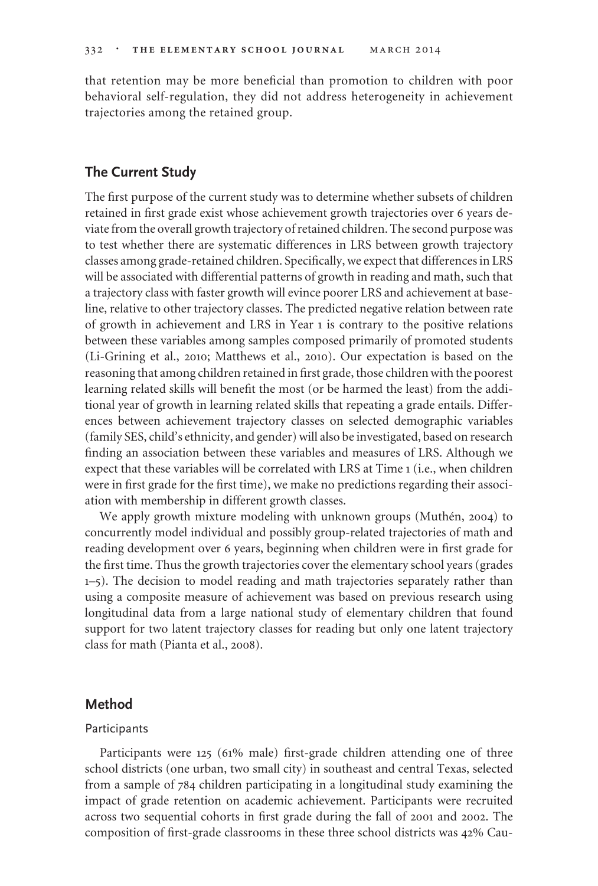that retention may be more beneficial than promotion to children with poor behavioral self-regulation, they did not address heterogeneity in achievement trajectories among the retained group.

## The Current Study

The first purpose of the current study was to determine whether subsets of children retained in first grade exist whose achievement growth trajectories over 6 years deviate from the overall growth trajectory of retained children. The second purpose was to test whether there are systematic differences in LRS between growth trajectory classes among grade-retained children. Specifically, we expect that differences in LRS will be associated with differential patterns of growth in reading and math, such that a trajectory class with faster growth will evince poorer LRS and achievement at baseline, relative to other trajectory classes. The predicted negative relation between rate of growth in achievement and LRS in Year 1 is contrary to the positive relations between these variables among samples composed primarily of promoted students (Li-Grining et al., 2010; Matthews et al., 2010). Our expectation is based on the reasoning that among children retained in first grade, those children with the poorest learning related skills will benefit the most (or be harmed the least) from the additional year of growth in learning related skills that repeating a grade entails. Differences between achievement trajectory classes on selected demographic variables (family SES, child's ethnicity, and gender) will also be investigated, based on research finding an association between these variables and measures of LRS. Although we expect that these variables will be correlated with LRS at Time 1 (i.e., when children were in first grade for the first time), we make no predictions regarding their association with membership in different growth classes.

We apply growth mixture modeling with unknown groups (Muthén, 2004) to concurrently model individual and possibly group-related trajectories of math and reading development over 6 years, beginning when children were in first grade for the first time. Thus the growth trajectories cover the elementary school years (grades 1–5). The decision to model reading and math trajectories separately rather than using a composite measure of achievement was based on previous research using longitudinal data from a large national study of elementary children that found support for two latent trajectory classes for reading but only one latent trajectory class for math (Pianta et al., 2008).

## Method

### Participants

Participants were 125 (61% male) first-grade children attending one of three school districts (one urban, two small city) in southeast and central Texas, selected from a sample of 784 children participating in a longitudinal study examining the impact of grade retention on academic achievement. Participants were recruited across two sequential cohorts in first grade during the fall of 2001 and 2002. The composition of first-grade classrooms in these three school districts was 42% Cau-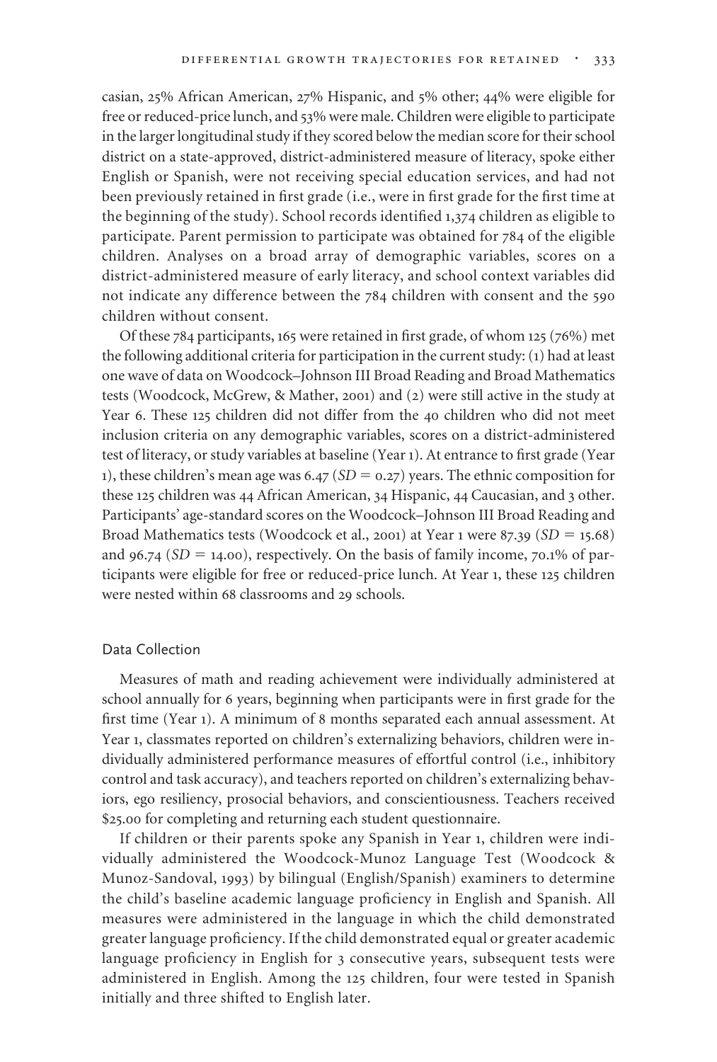casian, 25% African American, 27% Hispanic, and 5% other; 44% were eligible for free or reduced-price lunch, and 53% were male. Children were eligible to participate in the larger longitudinal study if they scored below the median score for their school district on a state-approved, district-administered measure of literacy, spoke either English or Spanish, were not receiving special education services, and had not been previously retained in first grade (i.e., were in first grade for the first time at the beginning of the study). School records identified 1,374 children as eligible to participate. Parent permission to participate was obtained for 784 of the eligible children. Analyses on a broad array of demographic variables, scores on a district-administered measure of early literacy, and school context variables did not indicate any difference between the 784 children with consent and the 590 children without consent.

Of these 784 participants, 165 were retained in first grade, of whom 125 (76%) met the following additional criteria for participation in the current study: (1) had at least one wave of data on Woodcock–Johnson III Broad Reading and Broad Mathematics tests (Woodcock, McGrew, & Mather, 2001) and (2) were still active in the study at Year 6. These 125 children did not differ from the 40 children who did not meet inclusion criteria on any demographic variables, scores on a district-administered test of literacy, or study variables at baseline (Year 1). At entrance to first grade (Year 1), these children's mean age was 6.47 ($SD = 0.27$) years. The ethnic composition for these 125 children was 44 African American, 34 Hispanic, 44 Caucasian, and 3 other. Participants' age-standard scores on the Woodcock–Johnson III Broad Reading and Broad Mathematics tests (Woodcock et al., 2001) at Year 1 were 87.39 ($SD = 15.68$) and 96.74 ($SD = 14.00$), respectively. On the basis of family income, 70.1% of participants were eligible for free or reduced-price lunch. At Year 1, these 125 children were nested within 68 classrooms and 29 schools.

## Data Collection

Measures of math and reading achievement were individually administered at school annually for 6 years, beginning when participants were in first grade for the first time (Year 1). A minimum of 8 months separated each annual assessment. At Year 1, classmates reported on children's externalizing behaviors, children were individually administered performance measures of effortful control (i.e., inhibitory control and task accuracy), and teachers reported on children's externalizing behaviors, ego resiliency, prosocial behaviors, and conscientiousness. Teachers received $25.00 for completing and returning each student questionnaire.

If children or their parents spoke any Spanish in Year 1, children were individually administered the Woodcock-Munoz Language Test (Woodcock & Munoz-Sandoval, 1993) by bilingual (English/Spanish) examiners to determine the child's baseline academic language proficiency in English and Spanish. All measures were administered in the language in which the child demonstrated greater language proficiency. If the child demonstrated equal or greater academic language proficiency in English for 3 consecutive years, subsequent tests were administered in English. Among the 125 children, four were tested in Spanish initially and three shifted to English later.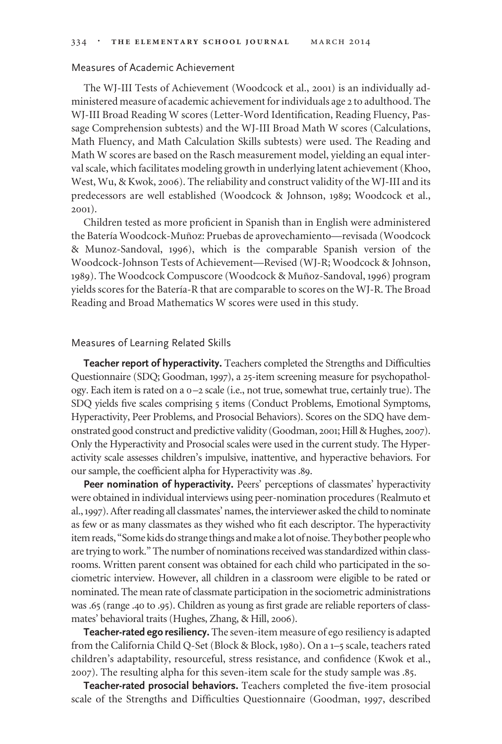## Measures of Academic Achievement

The WJ-III Tests of Achievement (Woodcock et al., 2001) is an individually administered measure of academic achievement for individuals age 2 to adulthood. The WJ-III Broad Reading W scores (Letter-Word Identification, Reading Fluency, Passage Comprehension subtests) and the WJ-III Broad Math W scores (Calculations, Math Fluency, and Math Calculation Skills subtests) were used. The Reading and Math W scores are based on the Rasch measurement model, yielding an equal interval scale, which facilitates modeling growth in underlying latent achievement (Khoo, West, Wu, & Kwok, 2006). The reliability and construct validity of the WJ-III and its predecessors are well established (Woodcock & Johnson, 1989; Woodcock et al., 2001).

Children tested as more proficient in Spanish than in English were administered the Batería Woodcock-Muñoz: Pruebas de aprovechamiento—revisada (Woodcock & Munoz-Sandoval, 1996), which is the comparable Spanish version of the Woodcock-Johnson Tests of Achievement—Revised (WJ-R; Woodcock & Johnson, 1989). The Woodcock Compuscore (Woodcock & Muñoz-Sandoval, 1996) program yields scores for the Batería-R that are comparable to scores on the WJ-R. The Broad Reading and Broad Mathematics W scores were used in this study.

## Measures of Learning Related Skills

**Teacher report of hyperactivity.** Teachers completed the Strengths and Difficulties Questionnaire (SDQ; Goodman, 1997), a 25-item screening measure for psychopathology. Each item is rated on a 0–2 scale (i.e., not true, somewhat true, certainly true). The SDQ yields five scales comprising 5 items (Conduct Problems, Emotional Symptoms, Hyperactivity, Peer Problems, and Prosocial Behaviors). Scores on the SDQ have demonstrated good construct and predictive validity (Goodman, 2001; Hill & Hughes, 2007). Only the Hyperactivity and Prosocial scales were used in the current study. The Hyperactivity scale assesses children's impulsive, inattentive, and hyperactive behaviors. For our sample, the coefficient alpha for Hyperactivity was .89.

**Peer nomination of hyperactivity.** Peers' perceptions of classmates' hyperactivity were obtained in individual interviews using peer-nomination procedures (Realmuto et al., 1997). After reading all classmates' names, the interviewer asked the child to nominate as few or as many classmates as they wished who fit each descriptor. The hyperactivity item reads, "Some kids do strange things and make a lot of noise. They bother people who are trying to work." The number of nominations received was standardized within classrooms. Written parent consent was obtained for each child who participated in the sociometric interview. However, all children in a classroom were eligible to be rated or nominated. The mean rate of classmate participation in the sociometric administrations was .65 (range .40 to .95). Children as young as first grade are reliable reporters of classmates' behavioral traits (Hughes, Zhang, & Hill, 2006).

**Teacher-rated ego resiliency.** The seven-item measure of ego resiliency is adapted from the California Child Q-Set (Block & Block, 1980). On a 1–5 scale, teachers rated children's adaptability, resourceful, stress resistance, and confidence (Kwok et al., 2007). The resulting alpha for this seven-item scale for the study sample was .85.

**Teacher-rated prosocial behaviors.** Teachers completed the five-item prosocial scale of the Strengths and Difficulties Questionnaire (Goodman, 1997, described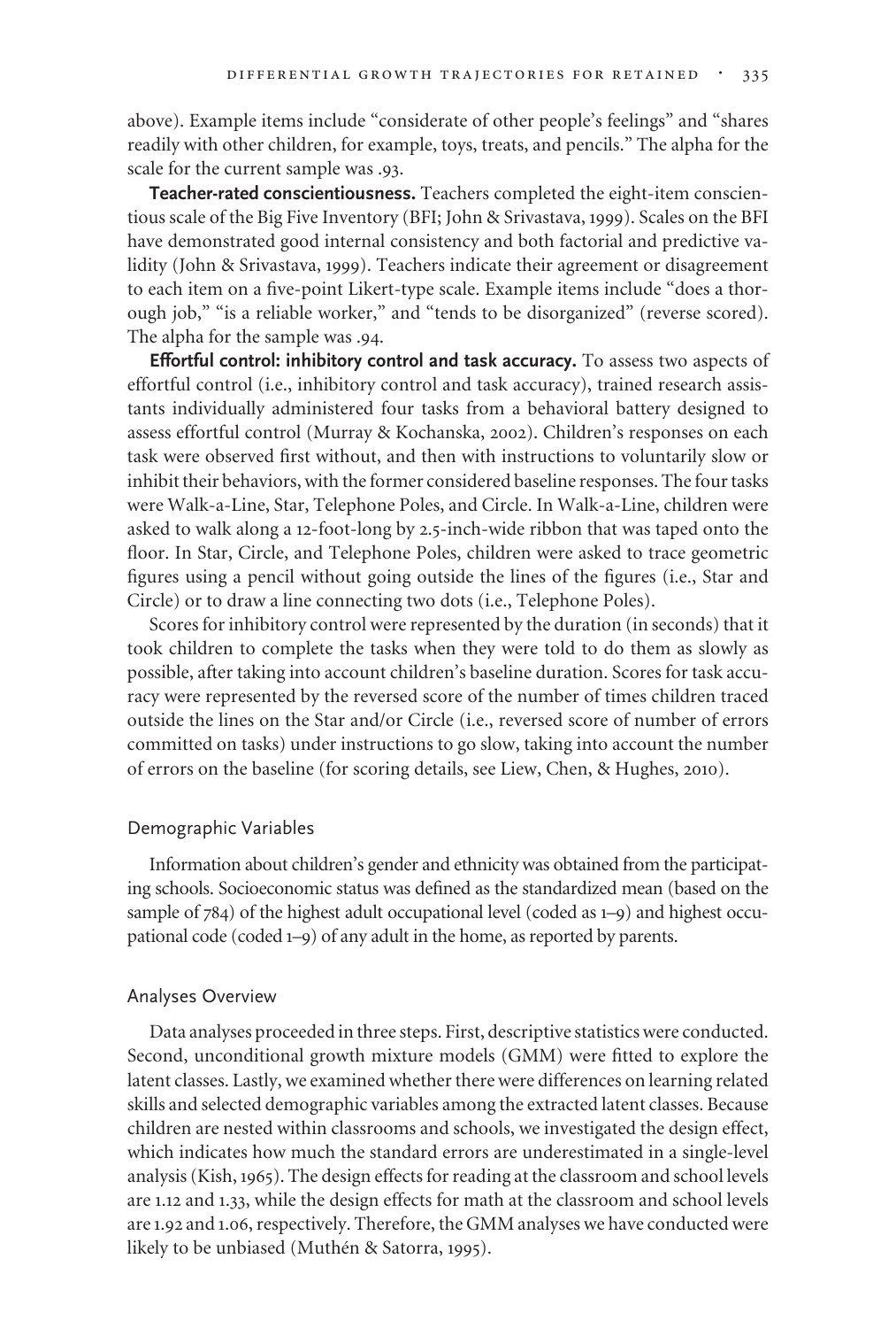above). Example items include "considerate of other people's feelings" and "shares readily with other children, for example, toys, treats, and pencils." The alpha for the scale for the current sample was .93.

**Teacher-rated conscientiousness.** Teachers completed the eight-item conscientious scale of the Big Five Inventory (BFI; John & Srivastava, 1999). Scales on the BFI have demonstrated good internal consistency and both factorial and predictive validity (John & Srivastava, 1999). Teachers indicate their agreement or disagreement to each item on a five-point Likert-type scale. Example items include "does a thorough job," "is a reliable worker," and "tends to be disorganized" (reverse scored). The alpha for the sample was .94.

**Effortful control: inhibitory control and task accuracy.** To assess two aspects of effortful control (i.e., inhibitory control and task accuracy), trained research assistants individually administered four tasks from a behavioral battery designed to assess effortful control (Murray & Kochanska, 2002). Children's responses on each task were observed first without, and then with instructions to voluntarily slow or inhibit their behaviors, with the former considered baseline responses. The four tasks were Walk-a-Line, Star, Telephone Poles, and Circle. In Walk-a-Line, children were asked to walk along a 12-foot-long by 2.5-inch-wide ribbon that was taped onto the floor. In Star, Circle, and Telephone Poles, children were asked to trace geometric figures using a pencil without going outside the lines of the figures (i.e., Star and Circle) or to draw a line connecting two dots (i.e., Telephone Poles).

Scores for inhibitory control were represented by the duration (in seconds) that it took children to complete the tasks when they were told to do them as slowly as possible, after taking into account children's baseline duration. Scores for task accuracy were represented by the reversed score of the number of times children traced outside the lines on the Star and/or Circle (i.e., reversed score of number of errors committed on tasks) under instructions to go slow, taking into account the number of errors on the baseline (for scoring details, see Liew, Chen, & Hughes, 2010).

### Demographic Variables

Information about children's gender and ethnicity was obtained from the participating schools. Socioeconomic status was defined as the standardized mean (based on the sample of 784) of the highest adult occupational level (coded as 1–9) and highest occupational code (coded 1–9) of any adult in the home, as reported by parents.

### Analyses Overview

Data analyses proceeded in three steps. First, descriptive statistics were conducted. Second, unconditional growth mixture models (GMM) were fitted to explore the latent classes. Lastly, we examined whether there were differences on learning related skills and selected demographic variables among the extracted latent classes. Because children are nested within classrooms and schools, we investigated the design effect, which indicates how much the standard errors are underestimated in a single-level analysis (Kish, 1965). The design effects for reading at the classroom and school levels are 1.12 and 1.33, while the design effects for math at the classroom and school levels are 1.92 and 1.06, respectively. Therefore, the GMM analyses we have conducted were likely to be unbiased (Muthén & Satorra, 1995).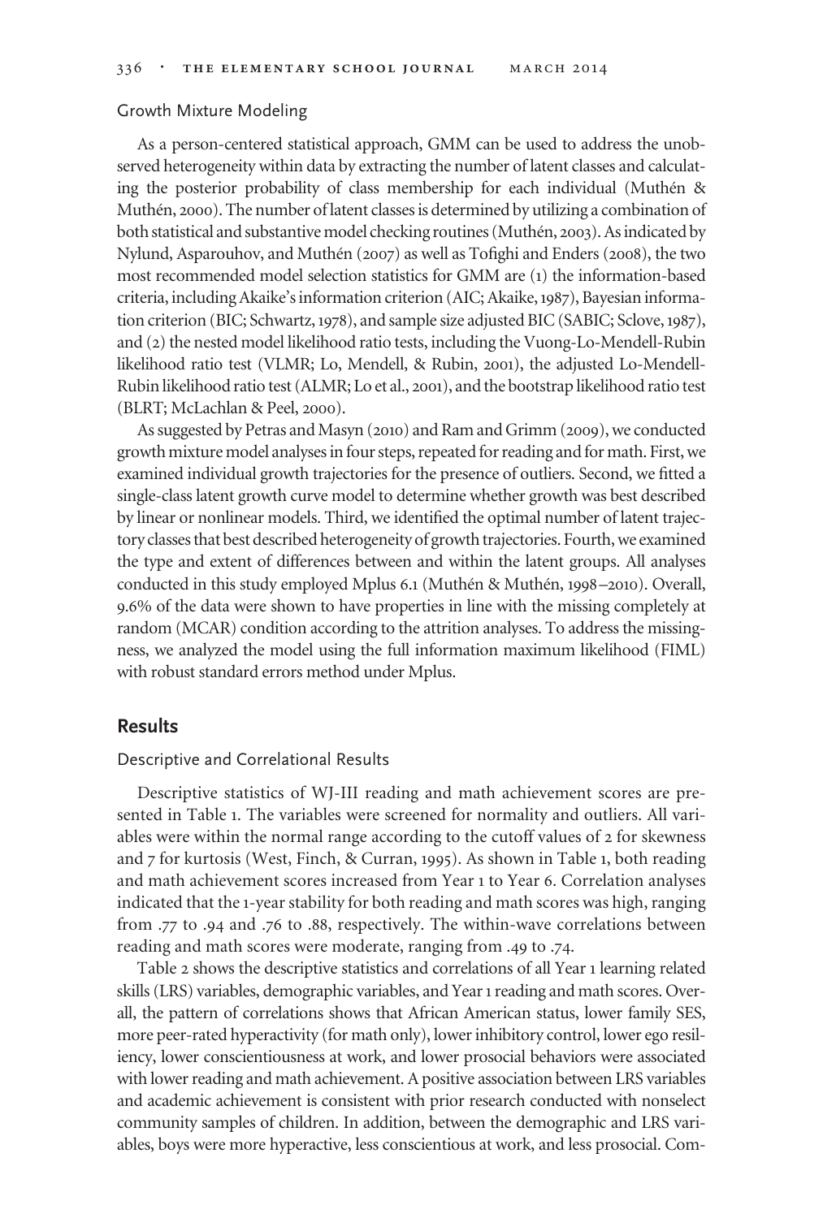### Growth Mixture Modeling

As a person-centered statistical approach, GMM can be used to address the unobserved heterogeneity within data by extracting the number of latent classes and calculating the posterior probability of class membership for each individual (Muthén & Muthén, 2000). The number of latent classes is determined by utilizing a combination of both statistical and substantive model checking routines (Muthén, 2003). As indicated by Nylund, Asparouhov, and Muthén (2007) as well as Tofighi and Enders (2008), the two most recommended model selection statistics for GMM are (1) the information-based criteria, including Akaike's information criterion (AIC; Akaike, 1987), Bayesian information criterion (BIC; Schwartz, 1978), and sample size adjusted BIC (SABIC; Sclove, 1987), and (2) the nested model likelihood ratio tests, including the Vuong-Lo-Mendell-Rubin likelihood ratio test (VLMR; Lo, Mendell, & Rubin, 2001), the adjusted Lo-Mendell-Rubin likelihood ratio test (ALMR; Lo et al., 2001), and the bootstrap likelihood ratio test (BLRT; McLachlan & Peel, 2000).

As suggested by Petras and Masyn (2010) and Ram and Grimm (2009), we conducted growth mixture model analyses in four steps, repeated for reading and for math. First, we examined individual growth trajectories for the presence of outliers. Second, we fitted a single-class latent growth curve model to determine whether growth was best described by linear or nonlinear models. Third, we identified the optimal number of latent trajectory classes that best described heterogeneity of growth trajectories. Fourth, we examined the type and extent of differences between and within the latent groups. All analyses conducted in this study employed Mplus 6.1 (Muthén & Muthén, 1998–2010). Overall, 9.6% of the data were shown to have properties in line with the missing completely at random (MCAR) condition according to the attrition analyses. To address the missingness, we analyzed the model using the full information maximum likelihood (FIML) with robust standard errors method under Mplus.

## Results

### Descriptive and Correlational Results

Descriptive statistics of WJ-III reading and math achievement scores are presented in Table 1. The variables were screened for normality and outliers. All variables were within the normal range according to the cutoff values of 2 for skewness and 7 for kurtosis (West, Finch, & Curran, 1995). As shown in Table 1, both reading and math achievement scores increased from Year 1 to Year 6. Correlation analyses indicated that the 1-year stability for both reading and math scores was high, ranging from .77 to .94 and .76 to .88, respectively. The within-wave correlations between reading and math scores were moderate, ranging from .49 to .74.

Table 2 shows the descriptive statistics and correlations of all Year 1 learning related skills (LRS) variables, demographic variables, and Year 1 reading and math scores. Overall, the pattern of correlations shows that African American status, lower family SES, more peer-rated hyperactivity (for math only), lower inhibitory control, lower ego resiliency, lower conscientiousness at work, and lower prosocial behaviors were associated with lower reading and math achievement. A positive association between LRS variables and academic achievement is consistent with prior research conducted with nonselect community samples of children. In addition, between the demographic and LRS variables, boys were more hyperactive, less conscientious at work, and less prosocial. Com-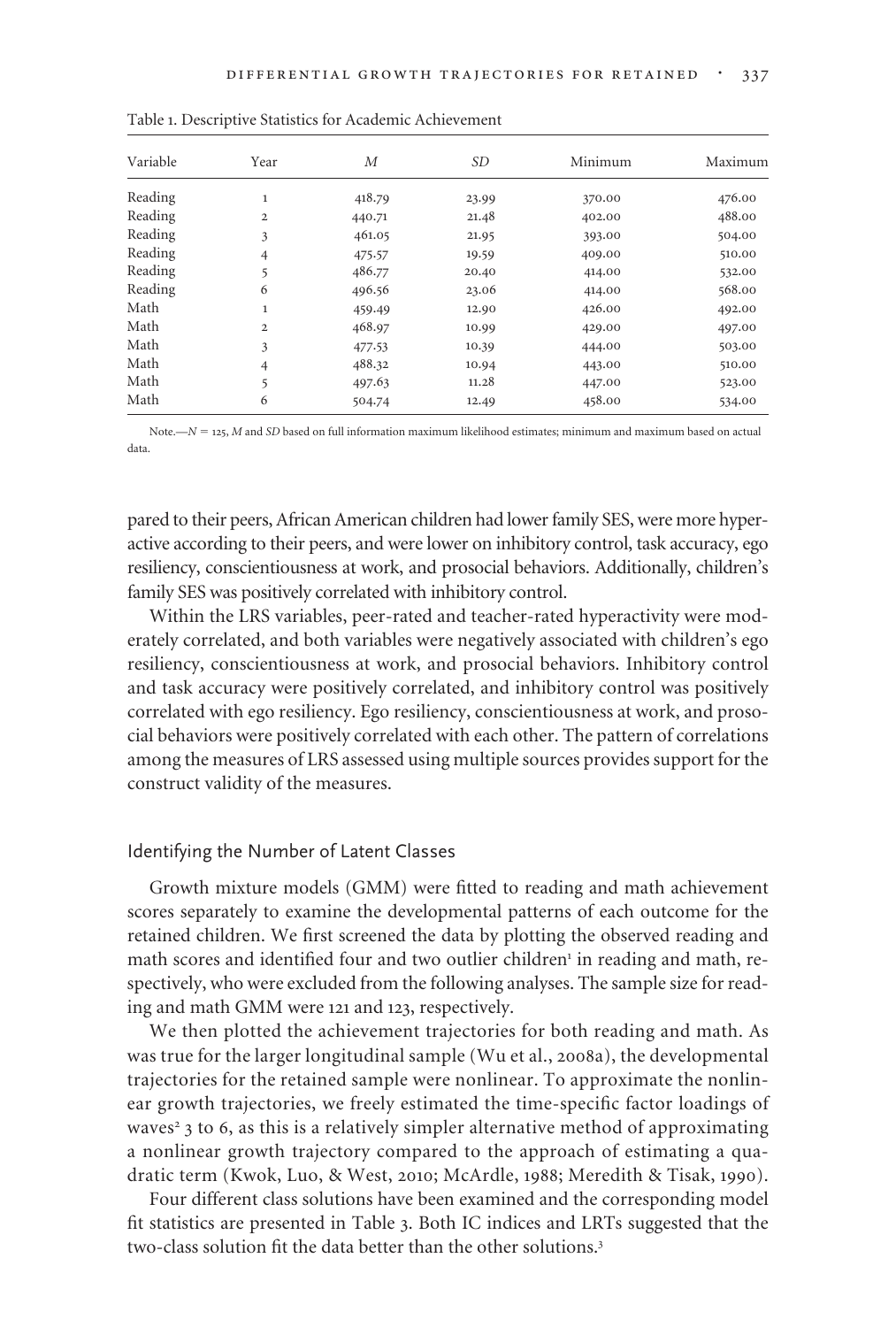Table 1. Descriptive Statistics for Academic Achievement

| Variable | Year | *M* | *SD* | Minimum | Maximum |
|---|---|---|---|---|---|
| Reading | 1 | 418.79 | 23.99 | 370.00 | 476.00 |
| Reading | 2 | 440.71 | 21.48 | 402.00 | 488.00 |
| Reading | 3 | 461.05 | 21.95 | 393.00 | 504.00 |
| Reading | 4 | 475.57 | 19.59 | 409.00 | 510.00 |
| Reading | 5 | 486.77 | 20.40 | 414.00 | 532.00 |
| Reading | 6 | 496.56 | 23.06 | 414.00 | 568.00 |
| Math | 1 | 459.49 | 12.90 | 426.00 | 492.00 |
| Math | 2 | 468.97 | 10.99 | 429.00 | 497.00 |
| Math | 3 | 477.53 | 10.39 | 444.00 | 503.00 |
| Math | 4 | 488.32 | 10.94 | 443.00 | 510.00 |
| Math | 5 | 497.63 | 11.28 | 447.00 | 523.00 |
| Math | 6 | 504.74 | 12.49 | 458.00 | 534.00 |

Note.—$N = 125$, *M* and *SD* based on full information maximum likelihood estimates; minimum and maximum based on actual data.

pared to their peers, African American children had lower family SES, were more hyperactive according to their peers, and were lower on inhibitory control, task accuracy, ego resiliency, conscientiousness at work, and prosocial behaviors. Additionally, children's family SES was positively correlated with inhibitory control.

Within the LRS variables, peer-rated and teacher-rated hyperactivity were moderately correlated, and both variables were negatively associated with children's ego resiliency, conscientiousness at work, and prosocial behaviors. Inhibitory control and task accuracy were positively correlated, and inhibitory control was positively correlated with ego resiliency. Ego resiliency, conscientiousness at work, and prosocial behaviors were positively correlated with each other. The pattern of correlations among the measures of LRS assessed using multiple sources provides support for the construct validity of the measures.

## Identifying the Number of Latent Classes

Growth mixture models (GMM) were fitted to reading and math achievement scores separately to examine the developmental patterns of each outcome for the retained children. We first screened the data by plotting the observed reading and math scores and identified four and two outlier children[1] in reading and math, respectively, who were excluded from the following analyses. The sample size for reading and math GMM were 121 and 123, respectively.

We then plotted the achievement trajectories for both reading and math. As was true for the larger longitudinal sample (Wu et al., 2008a), the developmental trajectories for the retained sample were nonlinear. To approximate the nonlinear growth trajectories, we freely estimated the time-specific factor loadings of waves[2] 3 to 6, as this is a relatively simpler alternative method of approximating a nonlinear growth trajectory compared to the approach of estimating a quadratic term (Kwok, Luo, & West, 2010; McArdle, 1988; Meredith & Tisak, 1990).

Four different class solutions have been examined and the corresponding model fit statistics are presented in Table 3. Both IC indices and LRTs suggested that the two-class solution fit the data better than the other solutions.[3]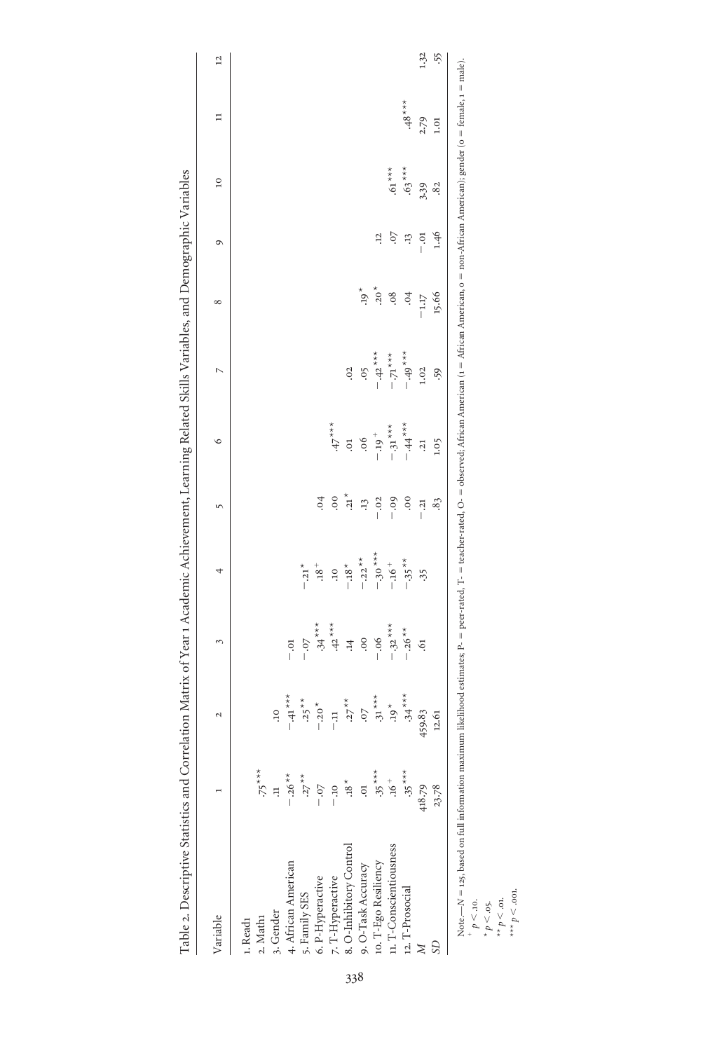Table 2. Descriptive Statistics and Correlation Matrix of Year 1 Academic Achievement, Learning Related Skills Variables, and Demographic Variables

| Variable | 1 | 2 | 3 | 4 | 5 | 6 | 7 | 8 | 9 | 10 | 11 | 12 |
|---|---|---|---|---|---|---|---|---|---|---|---|---|
| 1. Read1 | | | | | | | | | | | | |
| 2. Math1 | .75*** | | | | | | | | | | | |
| 3. Gender | .11 | .10 | | | | | | | | | | |
| 4. African American | −.26** | −.41*** | −.01 | | | | | | | | | |
| 5. Family SES | .27** | .25** | −.07 | −.21* | | | | | | | | |
| 6. P-Hyperactive | −.07 | −.20* | .34*** | .18+ | .04 | | | | | | | |
| 7. T-Hyperactive | −.10 | −.11 | .42*** | .10 | .00 | .47*** | | | | | | |
| 8. O-Inhibitory Control | .18* | .27** | .14 | −.18* | .21* | .01 | .02 | | | | | |
| 9. O-Task Accuracy | .01 | .07 | .00 | −.22** | .13 | .06 | .05 | .19* | | | | |
| 10. T-Ego Resiliency | .35*** | .31*** | −.06 | −.30*** | −.02 | −.19+ | −.42*** | .20* | .12 | | | |
| 11. T-Conscientiousness | .16+ | .19* | −.32*** | −.16+ | −.09 | −.31*** | −.71*** | .08 | .07 | .61*** | | |
| 12. T-Prosocial | .35*** | .34*** | −.26** | −.35** | .00 | −.44*** | −.49*** | .04 | .13 | .63*** | .48*** | |
| *M* | 418.79 | 459.83 | .61 | .35 | −.21 | .21 | 1.02 | −1.17 | −.01 | 3.39 | 2.79 | 1.32 |
| *SD* | 23.78 | 12.61 | | | .83 | 1.05 | .59 | 15.66 | 1.46 | .82 | 1.01 | .55 |

Note.—$N = 125$, based on full information maximum likelihood estimates; P- = peer-rated, T- = teacher-rated, O- = observed; African American (1 = African American, 0 = non-African American); gender (0 = female, 1 = male).

+ $p < .10$.

* $p < .05$.

** $p < .01$.

*** $p < .001$.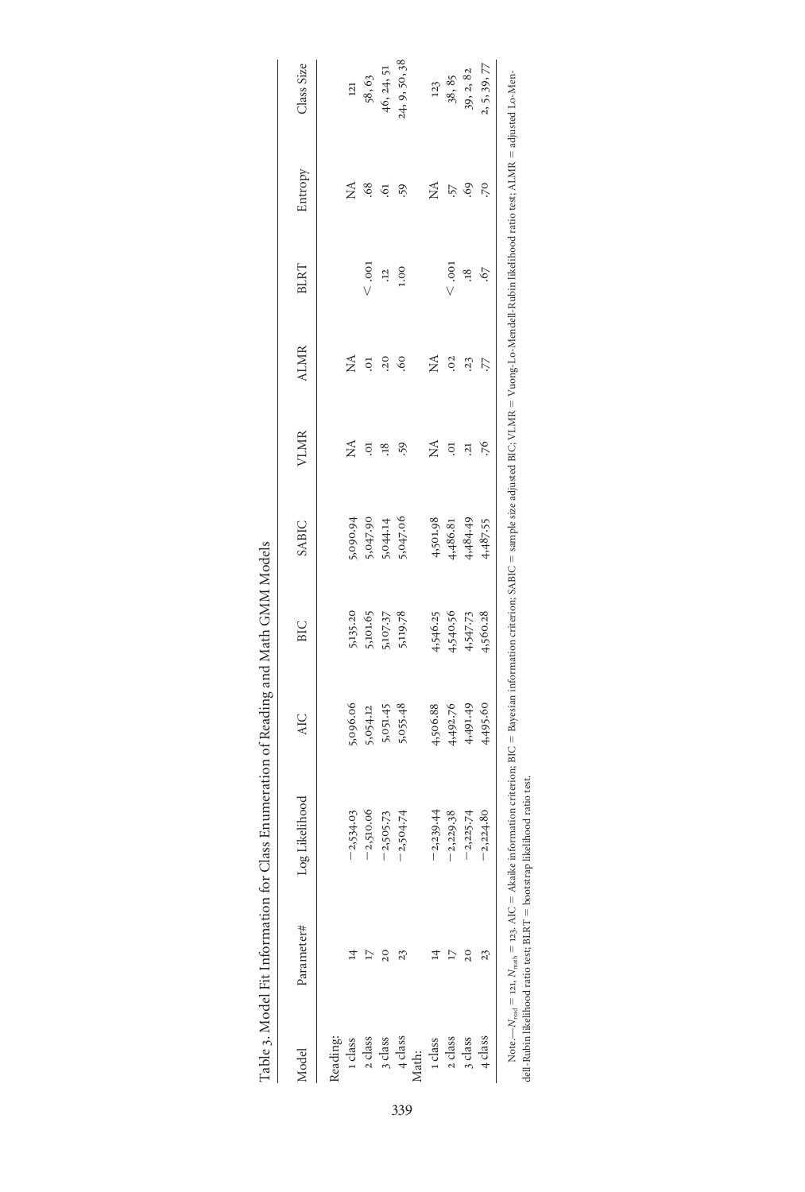Table 3. Model Fit Information for Class Enumeration of Reading and Math GMM Models

| Model | Parameter# | Log Likelihood | AIC | BIC | SABIC | VLMR | ALMR | BLRT | Entropy | Class Size |
|---|---|---|---|---|---|---|---|---|---|---|
| Reading: | | | | | | | | | | |
| 1 class | 14 | −2,534.03 | 5,096.06 | 5,135.20 | 5,090.94 | NA | NA | | NA | 121 |
| 2 class | 17 | −2,510.06 | 5,054.12 | 5,101.65 | 5,047.90 | .01 | .01 | < .001 | .68 | 58, 63 |
| 3 class | 20 | −2,505.73 | 5,051.45 | 5,107.37 | 5,044.14 | .18 | .20 | .12 | .61 | 46, 24, 51 |
| 4 class | 23 | −2,504.74 | 5,055.48 | 5,119.78 | 5,047.06 | .59 | .60 | 1.00 | .59 | 24, 9, 50, 38 |
| Math: | | | | | | | | | | |
| 1 class | 14 | −2,239.44 | 4,506.88 | 4,546.25 | 4,501.98 | NA | NA | | NA | 123 |
| 2 class | 17 | −2,229.38 | 4,492.76 | 4,540.56 | 4,486.81 | .01 | .02 | < .001 | .57 | 38, 85 |
| 3 class | 20 | −2,225.74 | 4,491.49 | 4,547.73 | 4,484.49 | .21 | .23 | .18 | .69 | 39, 2, 82 |
| 4 class | 23 | −2,224.80 | 4,495.60 | 4,560.28 | 4,487.55 | .76 | .77 | .67 | .70 | 2, 5, 39, 77 |

Note.—$N_{read}$ = 121, $N_{math}$ = 123. AIC = Akaike information criterion; BIC = Bayesian information criterion; SABIC = sample size adjusted BIC; VLMR = Vuong-Lo-Mendell-Rubin likelihood ratio test; ALMR = adjusted Lo-Mendell-Rubin likelihood ratio test; BLRT = bootstrap likelihood ratio test.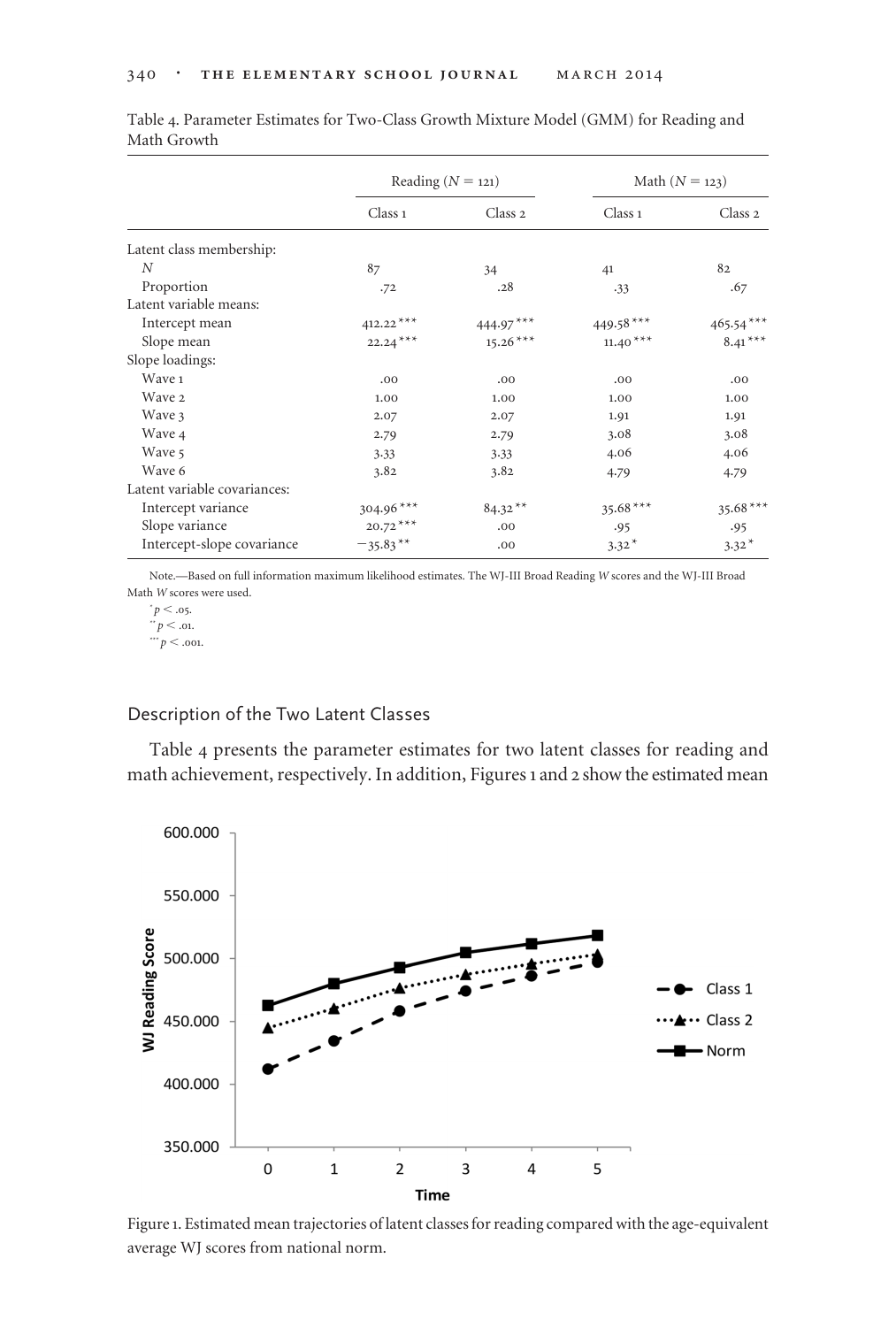Table 4. Parameter Estimates for Two-Class Growth Mixture Model (GMM) for Reading and Math Growth

| | Reading ($N$ = 121) | | Math ($N$ = 123) | |
|---|---|---|---|---|
| | Class 1 | Class 2 | Class 1 | Class 2 |
| Latent class membership: | | | | |
| $N$ | 87 | 34 | 41 | 82 |
| Proportion | .72 | .28 | .33 | .67 |
| Latent variable means: | | | | |
| Intercept mean | 412.22*** | 444.97*** | 449.58*** | 465.54*** |
| Slope mean | 22.24*** | 15.26*** | 11.40*** | 8.41*** |
| Slope loadings: | | | | |
| Wave 1 | .00 | .00 | .00 | .00 |
| Wave 2 | 1.00 | 1.00 | 1.00 | 1.00 |
| Wave 3 | 2.07 | 2.07 | 1.91 | 1.91 |
| Wave 4 | 2.79 | 2.79 | 3.08 | 3.08 |
| Wave 5 | 3.33 | 3.33 | 4.06 | 4.06 |
| Wave 6 | 3.82 | 3.82 | 4.79 | 4.79 |
| Latent variable covariances: | | | | |
| Intercept variance | 304.96*** | 84.32** | 35.68*** | 35.68*** |
| Slope variance | 20.72*** | .00 | .95 | .95 |
| Intercept-slope covariance | −35.83** | .00 | 3.32* | 3.32* |

Note.—Based on full information maximum likelihood estimates. The WJ-III Broad Reading *W* scores and the WJ-III Broad Math *W* scores were used.

* $p < .05$.

** $p < .01$.

*** $p < .001$.

## Description of the Two Latent Classes

Table 4 presents the parameter estimates for two latent classes for reading and math achievement, respectively. In addition, Figures 1 and 2 show the estimated mean

Figure 1. Estimated mean trajectories of latent classes for reading compared with the age-equivalent average WJ scores from national norm.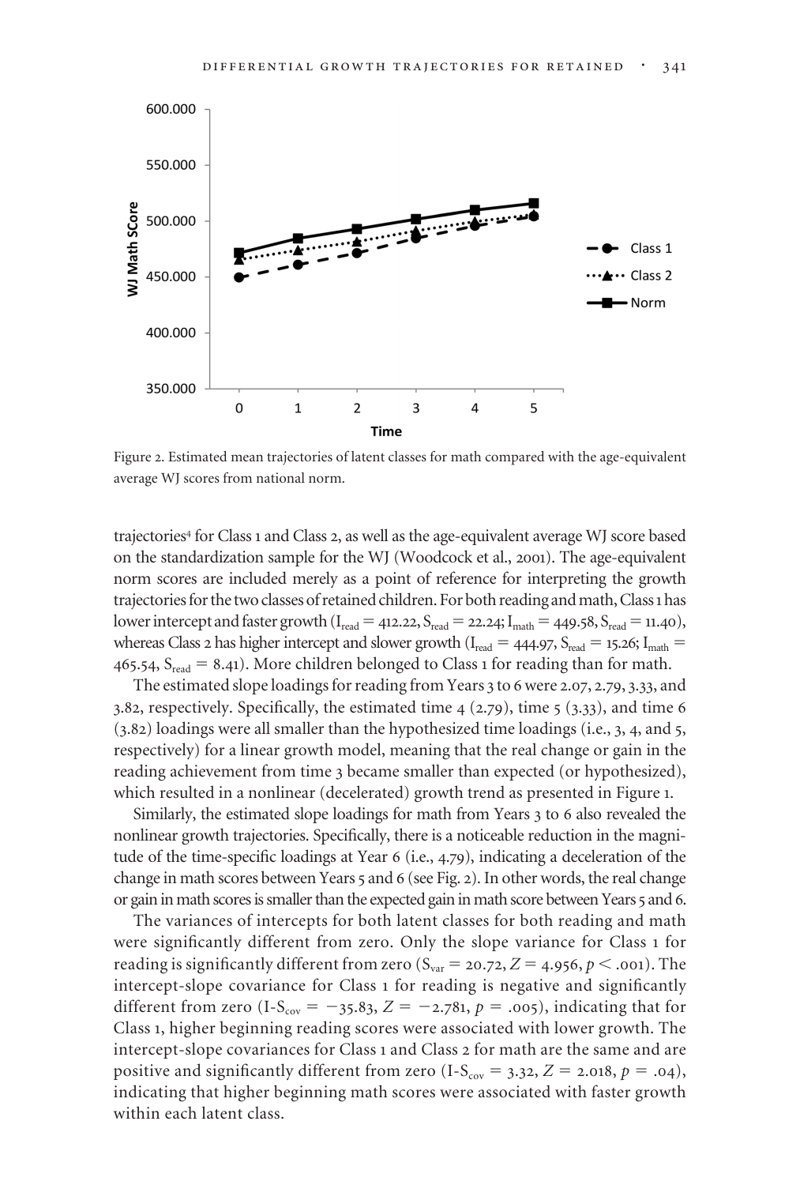Figure 2. Estimated mean trajectories of latent classes for math compared with the age-equivalent average WJ scores from national norm.

trajectories[4] for Class 1 and Class 2, as well as the age-equivalent average WJ score based on the standardization sample for the WJ (Woodcock et al., 2001). The age-equivalent norm scores are included merely as a point of reference for interpreting the growth trajectories for the two classes of retained children. For both reading and math, Class 1 has lower intercept and faster growth ($I_{read} = 412.22$, $S_{read} = 22.24$; $I_{math} = 449.58$, $S_{read} = 11.40$), whereas Class 2 has higher intercept and slower growth ($I_{read} = 444.97$, $S_{read} = 15.26$; $I_{math} = 465.54$, $S_{read} = 8.41$). More children belonged to Class 1 for reading than for math.

The estimated slope loadings for reading from Years 3 to 6 were 2.07, 2.79, 3.33, and 3.82, respectively. Specifically, the estimated time 4 (2.79), time 5 (3.33), and time 6 (3.82) loadings were all smaller than the hypothesized time loadings (i.e., 3, 4, and 5, respectively) for a linear growth model, meaning that the real change or gain in the reading achievement from time 3 became smaller than expected (or hypothesized), which resulted in a nonlinear (decelerated) growth trend as presented in Figure 1.

Similarly, the estimated slope loadings for math from Years 3 to 6 also revealed the nonlinear growth trajectories. Specifically, there is a noticeable reduction in the magnitude of the time-specific loadings at Year 6 (i.e., 4.79), indicating a deceleration of the change in math scores between Years 5 and 6 (see Fig. 2). In other words, the real change or gain in math scores is smaller than the expected gain in math score between Years 5 and 6.

The variances of intercepts for both latent classes for both reading and math were significantly different from zero. Only the slope variance for Class 1 for reading is significantly different from zero ($S_{var} = 20.72$, $Z = 4.956$, $p < .001$). The intercept-slope covariance for Class 1 for reading is negative and significantly different from zero ($\text{I-S}_{cov} = -35.83$, $Z = -2.781$, $p = .005$), indicating that for Class 1, higher beginning reading scores were associated with lower growth. The intercept-slope covariances for Class 1 and Class 2 for math are the same and are positive and significantly different from zero ($\text{I-S}_{cov} = 3.32$, $Z = 2.018$, $p = .04$), indicating that higher beginning math scores were associated with faster growth within each latent class.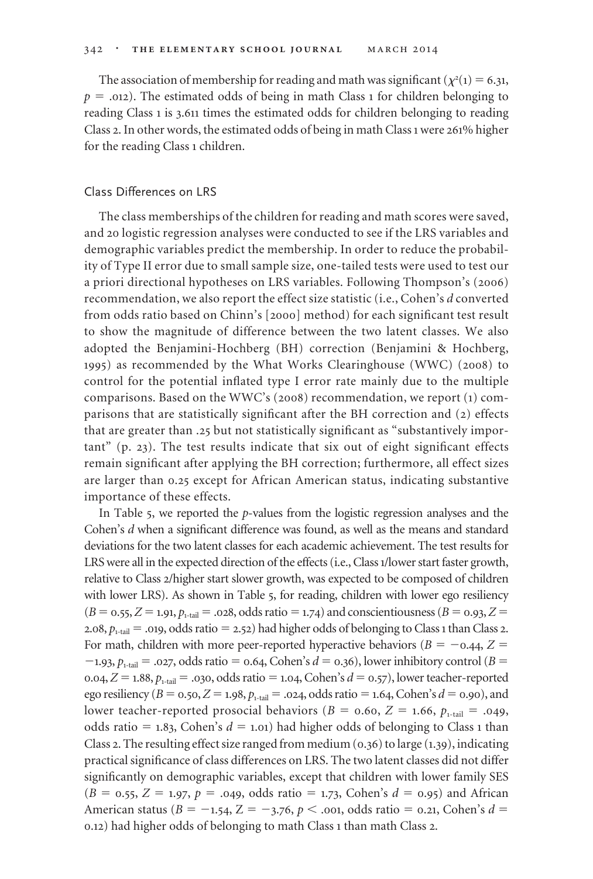The association of membership for reading and math was significant ($\chi^2(1) = 6.31$, $p = .012$). The estimated odds of being in math Class 1 for children belonging to reading Class 1 is 3.611 times the estimated odds for children belonging to reading Class 2. In other words, the estimated odds of being in math Class 1 were 261% higher for the reading Class 1 children.

## Class Differences on LRS

The class memberships of the children for reading and math scores were saved, and 20 logistic regression analyses were conducted to see if the LRS variables and demographic variables predict the membership. In order to reduce the probability of Type II error due to small sample size, one-tailed tests were used to test our a priori directional hypotheses on LRS variables. Following Thompson's (2006) recommendation, we also report the effect size statistic (i.e., Cohen's *d* converted from odds ratio based on Chinn's [2000] method) for each significant test result to show the magnitude of difference between the two latent classes. We also adopted the Benjamini-Hochberg (BH) correction (Benjamini & Hochberg, 1995) as recommended by the What Works Clearinghouse (WWC) (2008) to control for the potential inflated type I error rate mainly due to the multiple comparisons. Based on the WWC's (2008) recommendation, we report (1) comparisons that are statistically significant after the BH correction and (2) effects that are greater than .25 but not statistically significant as "substantively important" (p. 23). The test results indicate that six out of eight significant effects remain significant after applying the BH correction; furthermore, all effect sizes are larger than 0.25 except for African American status, indicating substantive importance of these effects.

In Table 5, we reported the *p*-values from the logistic regression analyses and the Cohen's *d* when a significant difference was found, as well as the means and standard deviations for the two latent classes for each academic achievement. The test results for LRS were all in the expected direction of the effects (i.e., Class 1/lower start faster growth, relative to Class 2/higher start slower growth, was expected to be composed of children with lower LRS). As shown in Table 5, for reading, children with lower ego resiliency ($B = 0.55$, $Z = 1.91$, $p_{1\text{-tail}} = .028$, odds ratio = 1.74) and conscientiousness ($B = 0.93$, $Z = 2.08$, $p_{1\text{-tail}} = .019$, odds ratio = 2.52) had higher odds of belonging to Class 1 than Class 2. For math, children with more peer-reported hyperactive behaviors ($B = -0.44$, $Z = -1.93$, $p_{1\text{-tail}} = .027$, odds ratio = 0.64, Cohen's $d = 0.36$), lower inhibitory control ($B = 0.04$, $Z = 1.88$, $p_{1\text{-tail}} = .030$, odds ratio = 1.04, Cohen's $d = 0.57$), lower teacher-reported ego resiliency ($B = 0.50$, $Z = 1.98$, $p_{1\text{-tail}} = .024$, odds ratio = 1.64, Cohen's $d = 0.90$), and lower teacher-reported prosocial behaviors ($B = 0.60$, $Z = 1.66$, $p_{1\text{-tail}} = .049$, odds ratio = 1.83, Cohen's $d = 1.01$) had higher odds of belonging to Class 1 than Class 2. The resulting effect size ranged from medium (0.36) to large (1.39), indicating practical significance of class differences on LRS. The two latent classes did not differ significantly on demographic variables, except that children with lower family SES ($B = 0.55$, $Z = 1.97$, $p = .049$, odds ratio = 1.73, Cohen's $d = 0.95$) and African American status ($B = -1.54$, $Z = -3.76$, $p < .001$, odds ratio = 0.21, Cohen's $d = 0.12$) had higher odds of belonging to math Class 1 than math Class 2.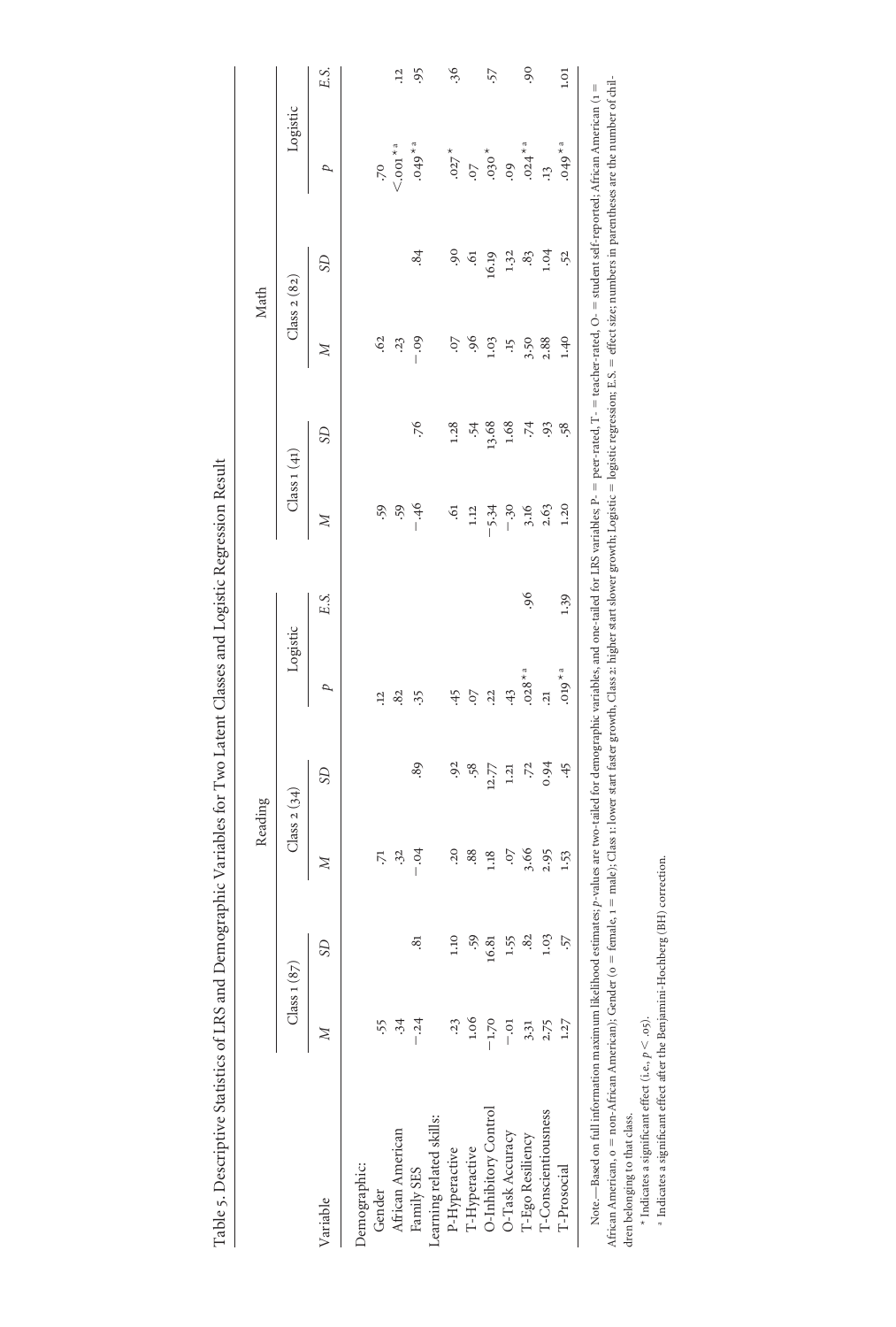Table 5. Descriptive Statistics of LRS and Demographic Variables for Two Latent Classes and Logistic Regression Result

| | Reading | | | | | | Math | | | | | |
|---|---|---|---|---|---|---|---|---|---|---|---|---|
| | Class 1 (87) | | Class 2 (34) | | Logistic | | Class 1 (41) | | Class 2 (82) | | Logistic | |
| Variable | *M* | *SD* | *M* | *SD* | *p* | *E.S.* | *M* | *SD* | *M* | *SD* | *p* | *E.S.* |
| Demographic: | | | | | | | | | | | | |
| Gender | .55 | | .71 | | .12 | | .59 | | .62 | | .70 | |
| African American | .34 | | .32 | | .82 | | .59 | | .23 | | <.001*[a] | .12 |
| Family SES | −.24 | .81 | −.04 | .89 | .35 | | −.46 | .76 | −.09 | .84 | .049*[a] | .95 |
| Learning related skills: | | | | | | | | | | | | |
| P-Hyperactive | .23 | 1.10 | .20 | .92 | .45 | | .61 | 1.28 | .07 | .90 | .027* | .36 |
| T-Hyperactive | 1.06 | .59 | .88 | .58 | .07 | | 1.12 | .54 | .96 | .61 | .07 | |
| O-Inhibitory Control | −1.70 | 16.81 | 1.18 | 12.77 | .22 | | −5.34 | 13.68 | 1.03 | 16.19 | .030* | .57 |
| O-Task Accuracy | −.01 | 1.55 | .07 | 1.21 | .43 | | −.30 | 1.68 | .15 | 1.32 | .09 | |
| T-Ego Resiliency | 3.31 | .82 | 3.66 | .72 | .028*[a] | .96 | 3.16 | .74 | 3.50 | .83 | .024*[a] | .90 |
| T-Conscientiousness | 2.75 | 1.03 | 2.95 | 0.94 | .21 | | 2.63 | .93 | 2.88 | 1.04 | .13 | |
| T-Prosocial | 1.27 | .57 | 1.53 | .45 | .019*[a] | 1.39 | 1.20 | .58 | 1.40 | .52 | .049*[a] | 1.01 |

Note.—Based on full information maximum likelihood estimates; *p*-values are two-tailed for demographic variables, and one-tailed for LRS variables; P- = peer-rated, T- = teacher-rated, O- = student self-reported; African American (1 = African American, 0 = non-African American); Gender (0 = female, 1 = male); Class 1: lower start faster growth, Class 2: higher start slower growth; Logistic = logistic regression; E.S. = effect size; numbers in parentheses are the number of children belonging to that class.

\* Indicates a significant effect (i.e., $p < .05$).

[a] Indicates a significant effect after the Benjamini-Hochberg (BH) correction.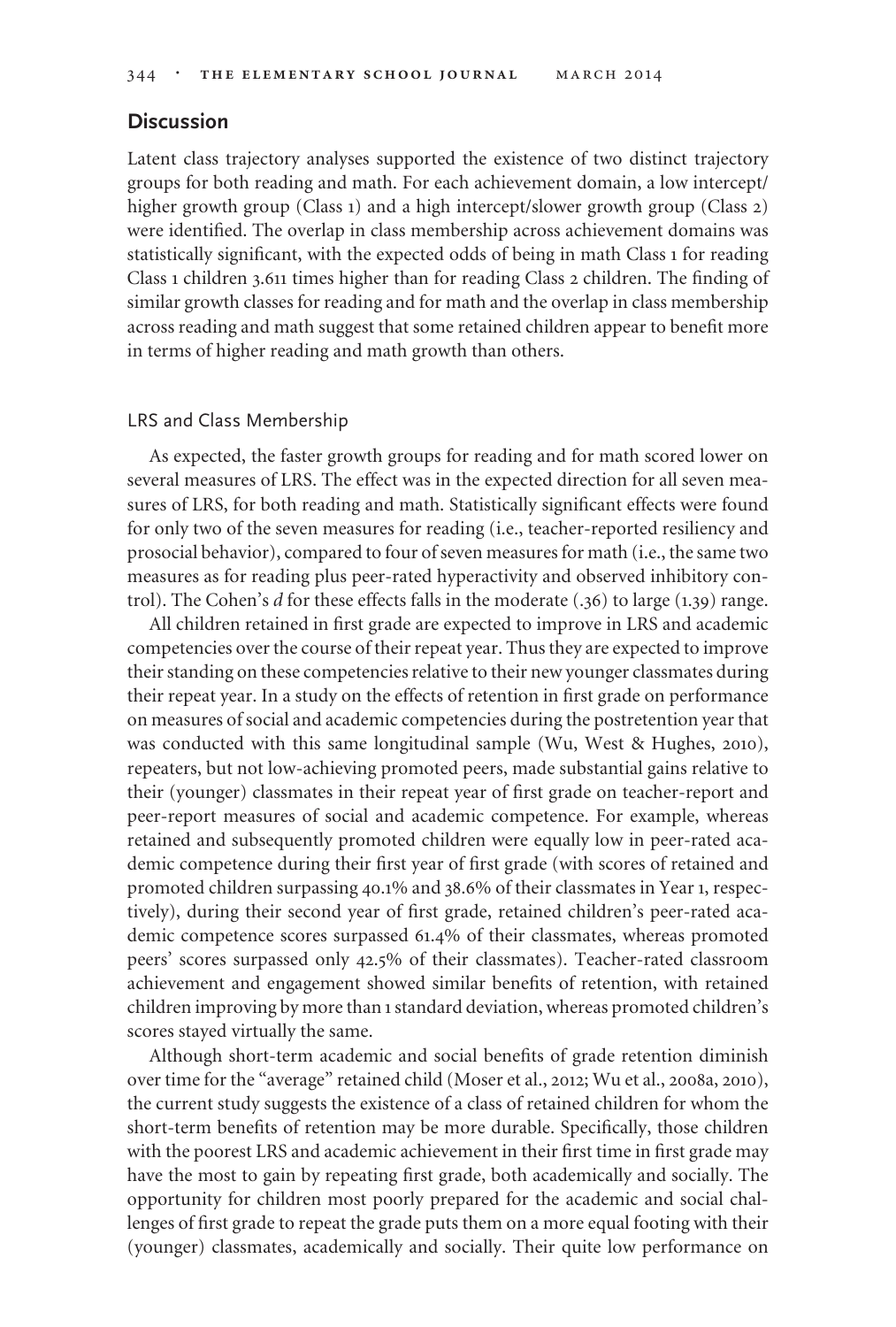## Discussion

Latent class trajectory analyses supported the existence of two distinct trajectory groups for both reading and math. For each achievement domain, a low intercept/higher growth group (Class 1) and a high intercept/slower growth group (Class 2) were identified. The overlap in class membership across achievement domains was statistically significant, with the expected odds of being in math Class 1 for reading Class 1 children 3.611 times higher than for reading Class 2 children. The finding of similar growth classes for reading and for math and the overlap in class membership across reading and math suggest that some retained children appear to benefit more in terms of higher reading and math growth than others.

### LRS and Class Membership

As expected, the faster growth groups for reading and for math scored lower on several measures of LRS. The effect was in the expected direction for all seven measures of LRS, for both reading and math. Statistically significant effects were found for only two of the seven measures for reading (i.e., teacher-reported resiliency and prosocial behavior), compared to four of seven measures for math (i.e., the same two measures as for reading plus peer-rated hyperactivity and observed inhibitory control). The Cohen's *d* for these effects falls in the moderate (.36) to large (1.39) range.

All children retained in first grade are expected to improve in LRS and academic competencies over the course of their repeat year. Thus they are expected to improve their standing on these competencies relative to their new younger classmates during their repeat year. In a study on the effects of retention in first grade on performance on measures of social and academic competencies during the postretention year that was conducted with this same longitudinal sample (Wu, West & Hughes, 2010), repeaters, but not low-achieving promoted peers, made substantial gains relative to their (younger) classmates in their repeat year of first grade on teacher-report and peer-report measures of social and academic competence. For example, whereas retained and subsequently promoted children were equally low in peer-rated academic competence during their first year of first grade (with scores of retained and promoted children surpassing 40.1% and 38.6% of their classmates in Year 1, respectively), during their second year of first grade, retained children's peer-rated academic competence scores surpassed 61.4% of their classmates, whereas promoted peers' scores surpassed only 42.5% of their classmates). Teacher-rated classroom achievement and engagement showed similar benefits of retention, with retained children improving by more than 1 standard deviation, whereas promoted children's scores stayed virtually the same.

Although short-term academic and social benefits of grade retention diminish over time for the "average" retained child (Moser et al., 2012; Wu et al., 2008a, 2010), the current study suggests the existence of a class of retained children for whom the short-term benefits of retention may be more durable. Specifically, those children with the poorest LRS and academic achievement in their first time in first grade may have the most to gain by repeating first grade, both academically and socially. The opportunity for children most poorly prepared for the academic and social challenges of first grade to repeat the grade puts them on a more equal footing with their (younger) classmates, academically and socially. Their quite low performance on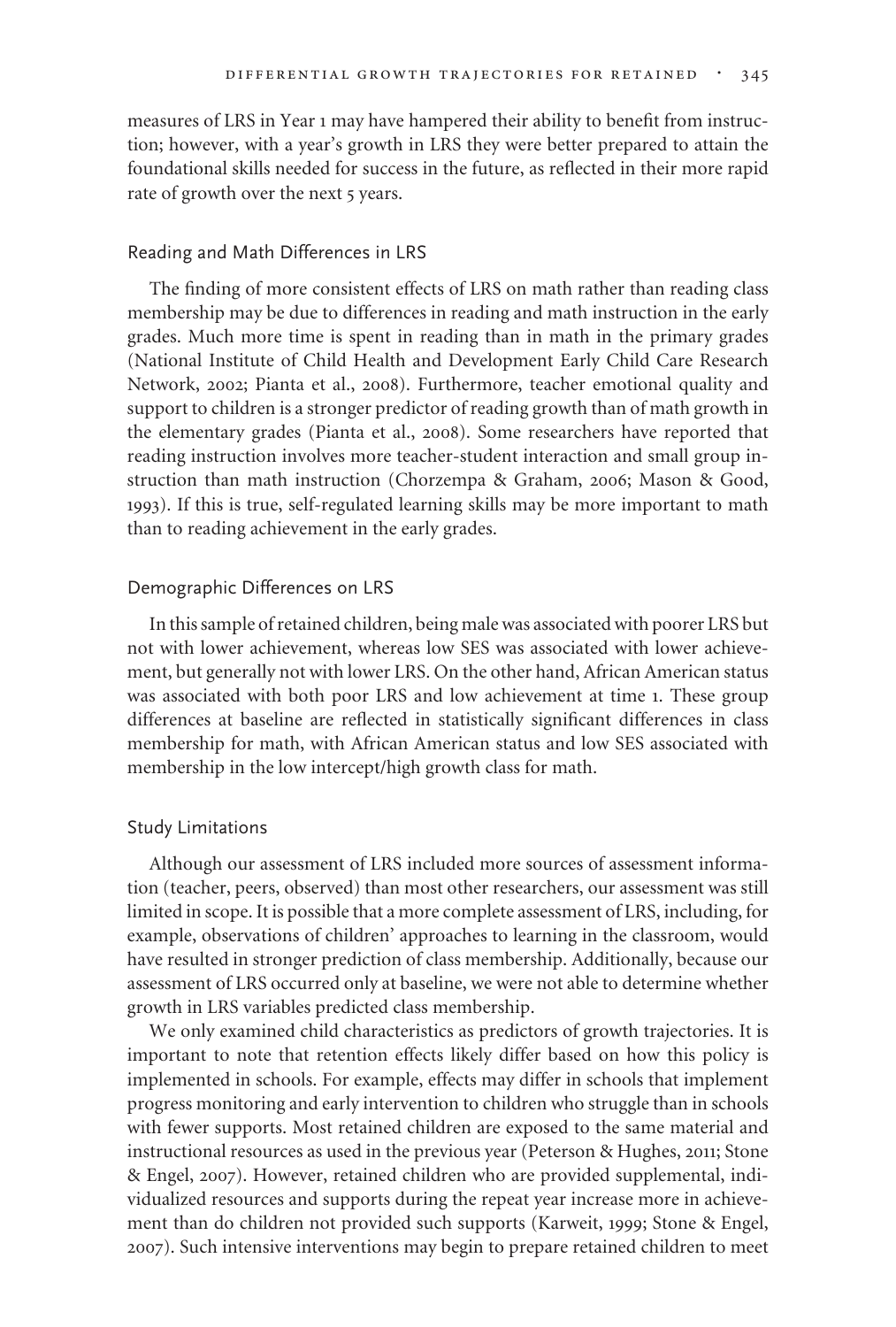measures of LRS in Year 1 may have hampered their ability to benefit from instruction; however, with a year's growth in LRS they were better prepared to attain the foundational skills needed for success in the future, as reflected in their more rapid rate of growth over the next 5 years.

### Reading and Math Differences in LRS

The finding of more consistent effects of LRS on math rather than reading class membership may be due to differences in reading and math instruction in the early grades. Much more time is spent in reading than in math in the primary grades (National Institute of Child Health and Development Early Child Care Research Network, 2002; Pianta et al., 2008). Furthermore, teacher emotional quality and support to children is a stronger predictor of reading growth than of math growth in the elementary grades (Pianta et al., 2008). Some researchers have reported that reading instruction involves more teacher-student interaction and small group instruction than math instruction (Chorzempa & Graham, 2006; Mason & Good, 1993). If this is true, self-regulated learning skills may be more important to math than to reading achievement in the early grades.

### Demographic Differences on LRS

In this sample of retained children, being male was associated with poorer LRS but not with lower achievement, whereas low SES was associated with lower achievement, but generally not with lower LRS. On the other hand, African American status was associated with both poor LRS and low achievement at time 1. These group differences at baseline are reflected in statistically significant differences in class membership for math, with African American status and low SES associated with membership in the low intercept/high growth class for math.

### Study Limitations

Although our assessment of LRS included more sources of assessment information (teacher, peers, observed) than most other researchers, our assessment was still limited in scope. It is possible that a more complete assessment of LRS, including, for example, observations of children' approaches to learning in the classroom, would have resulted in stronger prediction of class membership. Additionally, because our assessment of LRS occurred only at baseline, we were not able to determine whether growth in LRS variables predicted class membership.

We only examined child characteristics as predictors of growth trajectories. It is important to note that retention effects likely differ based on how this policy is implemented in schools. For example, effects may differ in schools that implement progress monitoring and early intervention to children who struggle than in schools with fewer supports. Most retained children are exposed to the same material and instructional resources as used in the previous year (Peterson & Hughes, 2011; Stone & Engel, 2007). However, retained children who are provided supplemental, individualized resources and supports during the repeat year increase more in achievement than do children not provided such supports (Karweit, 1999; Stone & Engel, 2007). Such intensive interventions may begin to prepare retained children to meet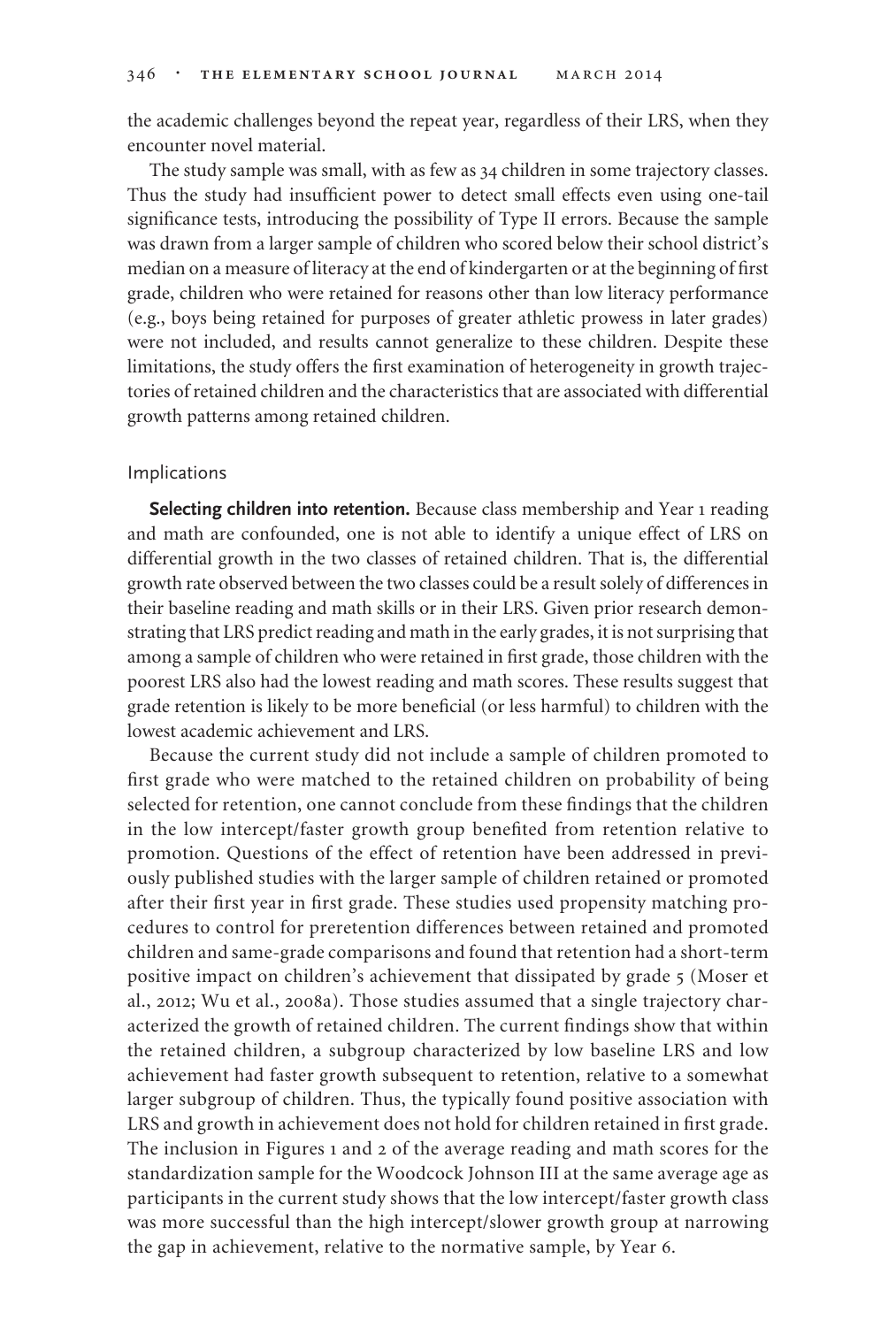the academic challenges beyond the repeat year, regardless of their LRS, when they encounter novel material.

The study sample was small, with as few as 34 children in some trajectory classes. Thus the study had insufficient power to detect small effects even using one-tail significance tests, introducing the possibility of Type II errors. Because the sample was drawn from a larger sample of children who scored below their school district's median on a measure of literacy at the end of kindergarten or at the beginning of first grade, children who were retained for reasons other than low literacy performance (e.g., boys being retained for purposes of greater athletic prowess in later grades) were not included, and results cannot generalize to these children. Despite these limitations, the study offers the first examination of heterogeneity in growth trajectories of retained children and the characteristics that are associated with differential growth patterns among retained children.

## Implications

**Selecting children into retention.** Because class membership and Year 1 reading and math are confounded, one is not able to identify a unique effect of LRS on differential growth in the two classes of retained children. That is, the differential growth rate observed between the two classes could be a result solely of differences in their baseline reading and math skills or in their LRS. Given prior research demonstrating that LRS predict reading and math in the early grades, it is not surprising that among a sample of children who were retained in first grade, those children with the poorest LRS also had the lowest reading and math scores. These results suggest that grade retention is likely to be more beneficial (or less harmful) to children with the lowest academic achievement and LRS.

Because the current study did not include a sample of children promoted to first grade who were matched to the retained children on probability of being selected for retention, one cannot conclude from these findings that the children in the low intercept/faster growth group benefited from retention relative to promotion. Questions of the effect of retention have been addressed in previously published studies with the larger sample of children retained or promoted after their first year in first grade. These studies used propensity matching procedures to control for preretention differences between retained and promoted children and same-grade comparisons and found that retention had a short-term positive impact on children's achievement that dissipated by grade 5 (Moser et al., 2012; Wu et al., 2008a). Those studies assumed that a single trajectory characterized the growth of retained children. The current findings show that within the retained children, a subgroup characterized by low baseline LRS and low achievement had faster growth subsequent to retention, relative to a somewhat larger subgroup of children. Thus, the typically found positive association with LRS and growth in achievement does not hold for children retained in first grade. The inclusion in Figures 1 and 2 of the average reading and math scores for the standardization sample for the Woodcock Johnson III at the same average age as participants in the current study shows that the low intercept/faster growth class was more successful than the high intercept/slower growth group at narrowing the gap in achievement, relative to the normative sample, by Year 6.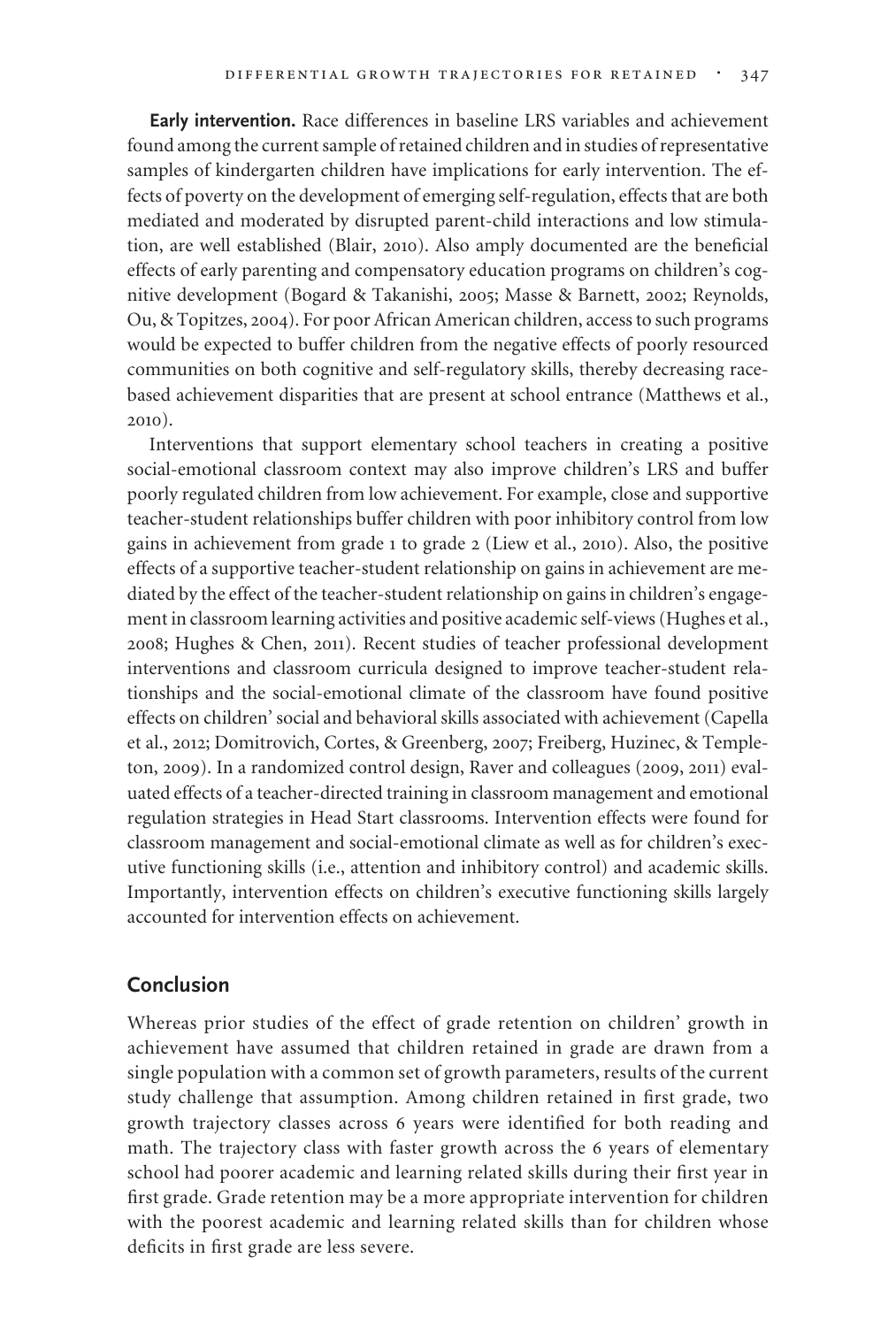**Early intervention.** Race differences in baseline LRS variables and achievement found among the current sample of retained children and in studies of representative samples of kindergarten children have implications for early intervention. The effects of poverty on the development of emerging self-regulation, effects that are both mediated and moderated by disrupted parent-child interactions and low stimulation, are well established (Blair, 2010). Also amply documented are the beneficial effects of early parenting and compensatory education programs on children's cognitive development (Bogard & Takanishi, 2005; Masse & Barnett, 2002; Reynolds, Ou, & Topitzes, 2004). For poor African American children, access to such programs would be expected to buffer children from the negative effects of poorly resourced communities on both cognitive and self-regulatory skills, thereby decreasing race-based achievement disparities that are present at school entrance (Matthews et al., 2010).

Interventions that support elementary school teachers in creating a positive social-emotional classroom context may also improve children's LRS and buffer poorly regulated children from low achievement. For example, close and supportive teacher-student relationships buffer children with poor inhibitory control from low gains in achievement from grade 1 to grade 2 (Liew et al., 2010). Also, the positive effects of a supportive teacher-student relationship on gains in achievement are mediated by the effect of the teacher-student relationship on gains in children's engagement in classroom learning activities and positive academic self-views (Hughes et al., 2008; Hughes & Chen, 2011). Recent studies of teacher professional development interventions and classroom curricula designed to improve teacher-student relationships and the social-emotional climate of the classroom have found positive effects on children' social and behavioral skills associated with achievement (Capella et al., 2012; Domitrovich, Cortes, & Greenberg, 2007; Freiberg, Huzinec, & Templeton, 2009). In a randomized control design, Raver and colleagues (2009, 2011) evaluated effects of a teacher-directed training in classroom management and emotional regulation strategies in Head Start classrooms. Intervention effects were found for classroom management and social-emotional climate as well as for children's executive functioning skills (i.e., attention and inhibitory control) and academic skills. Importantly, intervention effects on children's executive functioning skills largely accounted for intervention effects on achievement.

## Conclusion

Whereas prior studies of the effect of grade retention on children' growth in achievement have assumed that children retained in grade are drawn from a single population with a common set of growth parameters, results of the current study challenge that assumption. Among children retained in first grade, two growth trajectory classes across 6 years were identified for both reading and math. The trajectory class with faster growth across the 6 years of elementary school had poorer academic and learning related skills during their first year in first grade. Grade retention may be a more appropriate intervention for children with the poorest academic and learning related skills than for children whose deficits in first grade are less severe.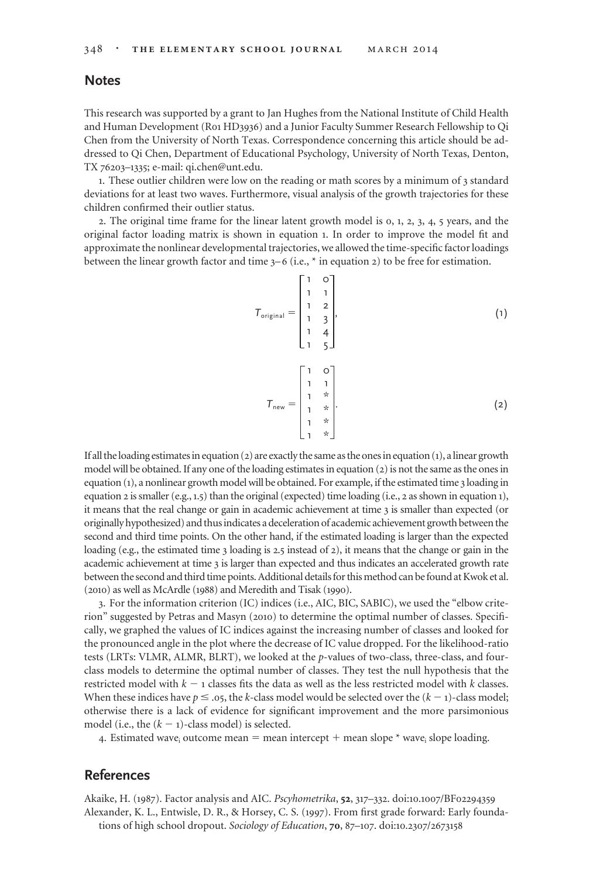## Notes

This research was supported by a grant to Jan Hughes from the National Institute of Child Health and Human Development (R01 HD3936) and a Junior Faculty Summer Research Fellowship to Qi Chen from the University of North Texas. Correspondence concerning this article should be addressed to Qi Chen, Department of Educational Psychology, University of North Texas, Denton, TX 76203–1335; e-mail: qi.chen@unt.edu.

1. These outlier children were low on the reading or math scores by a minimum of 3 standard deviations for at least two waves. Furthermore, visual analysis of the growth trajectories for these children confirmed their outlier status.

2. The original time frame for the linear latent growth model is 0, 1, 2, 3, 4, 5 years, and the original factor loading matrix is shown in equation 1. In order to improve the model fit and approximate the nonlinear developmental trajectories, we allowed the time-specific factor loadings between the linear growth factor and time 3–6 (i.e., * in equation 2) to be free for estimation.

$$T_{\text{original}} = \begin{bmatrix} 1 & 0 \\ 1 & 1 \\ 1 & 2 \\ 1 & 3 \\ 1 & 4 \\ 1 & 5 \end{bmatrix}, \tag{1}$$

$$T_{\text{new}} = \begin{bmatrix} 1 & 0 \\ 1 & 1 \\ 1 & * \\ 1 & * \\ 1 & * \\ 1 & * \end{bmatrix}. \tag{2}$$

If all the loading estimates in equation (2) are exactly the same as the ones in equation (1), a linear growth model will be obtained. If any one of the loading estimates in equation (2) is not the same as the ones in equation (1), a nonlinear growth model will be obtained. For example, if the estimated time 3 loading in equation 2 is smaller (e.g., 1.5) than the original (expected) time loading (i.e., 2 as shown in equation 1), it means that the real change or gain in academic achievement at time 3 is smaller than expected (or originally hypothesized) and thus indicates a deceleration of academic achievement growth between the second and third time points. On the other hand, if the estimated loading is larger than the expected loading (e.g., the estimated time 3 loading is 2.5 instead of 2), it means that the change or gain in the academic achievement at time 3 is larger than expected and thus indicates an accelerated growth rate between the second and third time points. Additional details for this method can be found at Kwok et al. (2010) as well as McArdle (1988) and Meredith and Tisak (1990).

3. For the information criterion (IC) indices (i.e., AIC, BIC, SABIC), we used the "elbow criterion" suggested by Petras and Masyn (2010) to determine the optimal number of classes. Specifically, we graphed the values of IC indices against the increasing number of classes and looked for the pronounced angle in the plot where the decrease of IC value dropped. For the likelihood-ratio tests (LRTs: VLMR, ALMR, BLRT), we looked at the $p$-values of two-class, three-class, and four-class models to determine the optimal number of classes. They test the null hypothesis that the restricted model with $k - 1$ classes fits the data as well as the less restricted model with $k$ classes. When these indices have $p \leq .05$, the $k$-class model would be selected over the $(k - 1)$-class model; otherwise there is a lack of evidence for significant improvement and the more parsimonious model (i.e., the $(k - 1)$-class model) is selected.

4. Estimated $\text{wave}_i$ outcome mean = mean intercept + mean slope * $\text{wave}_i$ slope loading.

## References

Akaike, H. (1987). Factor analysis and AIC. *Pscyhometrika*, **52**, 317–332. doi:10.1007/BF02294359

Alexander, K. L., Entwisle, D. R., & Horsey, C. S. (1997). From first grade forward: Early foundations of high school dropout. *Sociology of Education*, **70**, 87–107. doi:10.2307/2673158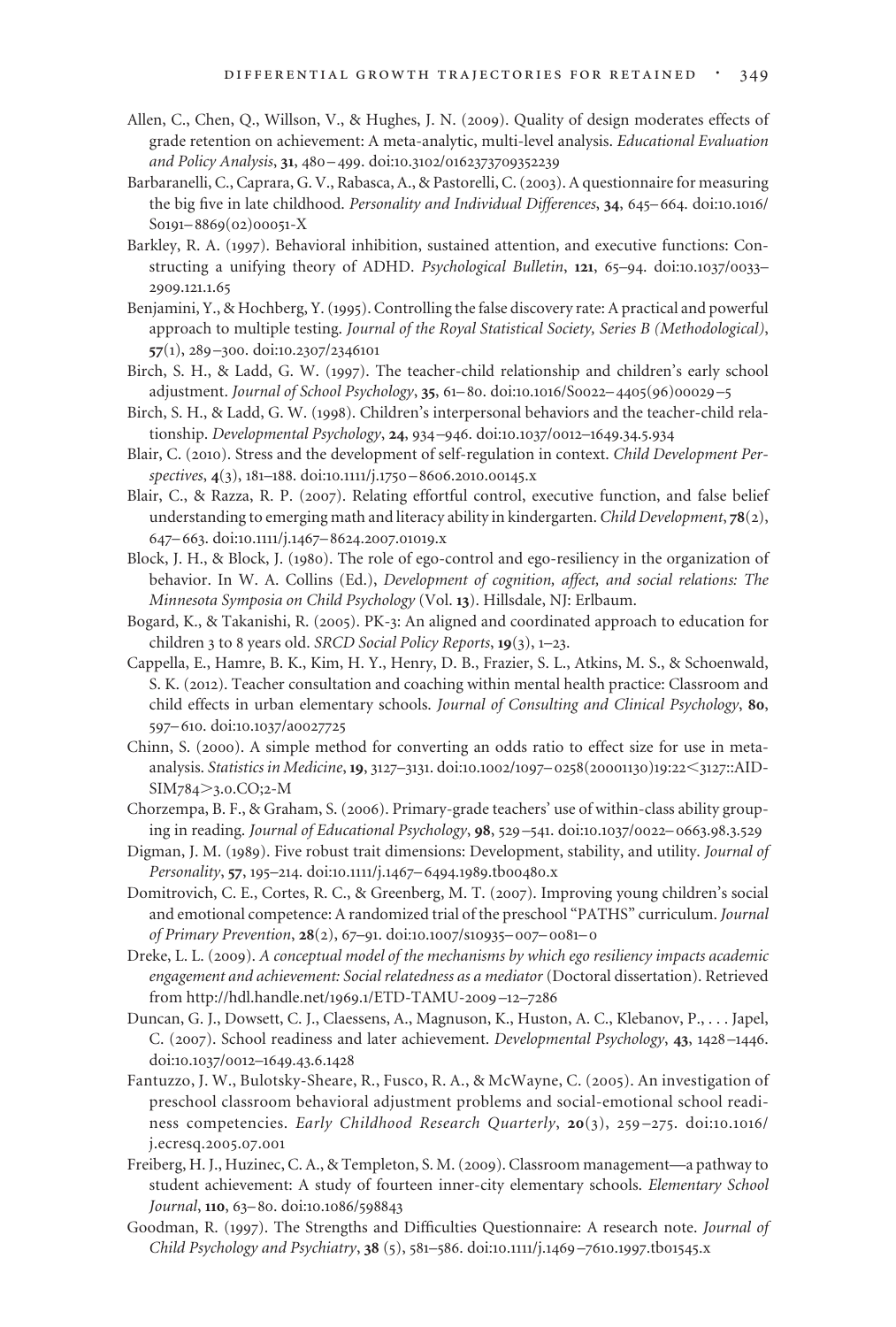Allen, C., Chen, Q., Willson, V., & Hughes, J. N. (2009). Quality of design moderates effects of grade retention on achievement: A meta-analytic, multi-level analysis. *Educational Evaluation and Policy Analysis*, **31**, 480–499. doi:10.3102/0162373709352239

Barbaranelli, C., Caprara, G. V., Rabasca, A., & Pastorelli, C. (2003). A questionnaire for measuring the big five in late childhood. *Personality and Individual Differences*, **34**, 645–664. doi:10.1016/S0191–8869(02)00051-X

Barkley, R. A. (1997). Behavioral inhibition, sustained attention, and executive functions: Constructing a unifying theory of ADHD. *Psychological Bulletin*, **121**, 65–94. doi:10.1037/0033–2909.121.1.65

Benjamini, Y., & Hochberg, Y. (1995). Controlling the false discovery rate: A practical and powerful approach to multiple testing. *Journal of the Royal Statistical Society, Series B (Methodological)*, **57**(1), 289–300. doi:10.2307/2346101

Birch, S. H., & Ladd, G. W. (1997). The teacher-child relationship and children's early school adjustment. *Journal of School Psychology*, **35**, 61–80. doi:10.1016/S0022–4405(96)00029–5

Birch, S. H., & Ladd, G. W. (1998). Children's interpersonal behaviors and the teacher-child relationship. *Developmental Psychology*, **24**, 934–946. doi:10.1037/0012–1649.34.5.934

Blair, C. (2010). Stress and the development of self-regulation in context. *Child Development Perspectives*, **4**(3), 181–188. doi:10.1111/j.1750–8606.2010.00145.x

Blair, C., & Razza, R. P. (2007). Relating effortful control, executive function, and false belief understanding to emerging math and literacy ability in kindergarten. *Child Development*, **78**(2), 647–663. doi:10.1111/j.1467–8624.2007.01019.x

Block, J. H., & Block, J. (1980). The role of ego-control and ego-resiliency in the organization of behavior. In W. A. Collins (Ed.), *Development of cognition, affect, and social relations: The Minnesota Symposia on Child Psychology* (Vol. **13**). Hillsdale, NJ: Erlbaum.

Bogard, K., & Takanishi, R. (2005). PK-3: An aligned and coordinated approach to education for children 3 to 8 years old. *SRCD Social Policy Reports*, **19**(3), 1–23.

Cappella, E., Hamre, B. K., Kim, H. Y., Henry, D. B., Frazier, S. L., Atkins, M. S., & Schoenwald, S. K. (2012). Teacher consultation and coaching within mental health practice: Classroom and child effects in urban elementary schools. *Journal of Consulting and Clinical Psychology*, **80**, 597–610. doi:10.1037/a0027725

Chinn, S. (2000). A simple method for converting an odds ratio to effect size for use in meta-analysis. *Statistics in Medicine*, **19**, 3127–3131. doi:10.1002/1097–0258(20001130)19:22<3127::AID-SIM784>3.0.CO;2-M

Chorzempa, B. F., & Graham, S. (2006). Primary-grade teachers' use of within-class ability grouping in reading. *Journal of Educational Psychology*, **98**, 529–541. doi:10.1037/0022–0663.98.3.529

Digman, J. M. (1989). Five robust trait dimensions: Development, stability, and utility. *Journal of Personality*, **57**, 195–214. doi:10.1111/j.1467–6494.1989.tb00480.x

Domitrovich, C. E., Cortes, R. C., & Greenberg, M. T. (2007). Improving young children's social and emotional competence: A randomized trial of the preschool "PATHS" curriculum. *Journal of Primary Prevention*, **28**(2), 67–91. doi:10.1007/s10935–007–0081–0

Dreke, L. L. (2009). *A conceptual model of the mechanisms by which ego resiliency impacts academic engagement and achievement: Social relatedness as a mediator* (Doctoral dissertation). Retrieved from http://hdl.handle.net/1969.1/ETD-TAMU-2009–12–7286

Duncan, G. J., Dowsett, C. J., Claessens, A., Magnuson, K., Huston, A. C., Klebanov, P., . . . Japel, C. (2007). School readiness and later achievement. *Developmental Psychology*, **43**, 1428–1446. doi:10.1037/0012–1649.43.6.1428

Fantuzzo, J. W., Bulotsky-Sheare, R., Fusco, R. A., & McWayne, C. (2005). An investigation of preschool classroom behavioral adjustment problems and social-emotional school readiness competencies. *Early Childhood Research Quarterly*, **20**(3), 259–275. doi:10.1016/j.ecresq.2005.07.001

Freiberg, H. J., Huzinec, C. A., & Templeton, S. M. (2009). Classroom management—a pathway to student achievement: A study of fourteen inner-city elementary schools. *Elementary School Journal*, **110**, 63–80. doi:10.1086/598843

Goodman, R. (1997). The Strengths and Difficulties Questionnaire: A research note. *Journal of Child Psychology and Psychiatry*, **38** (5), 581–586. doi:10.1111/j.1469–7610.1997.tb01545.x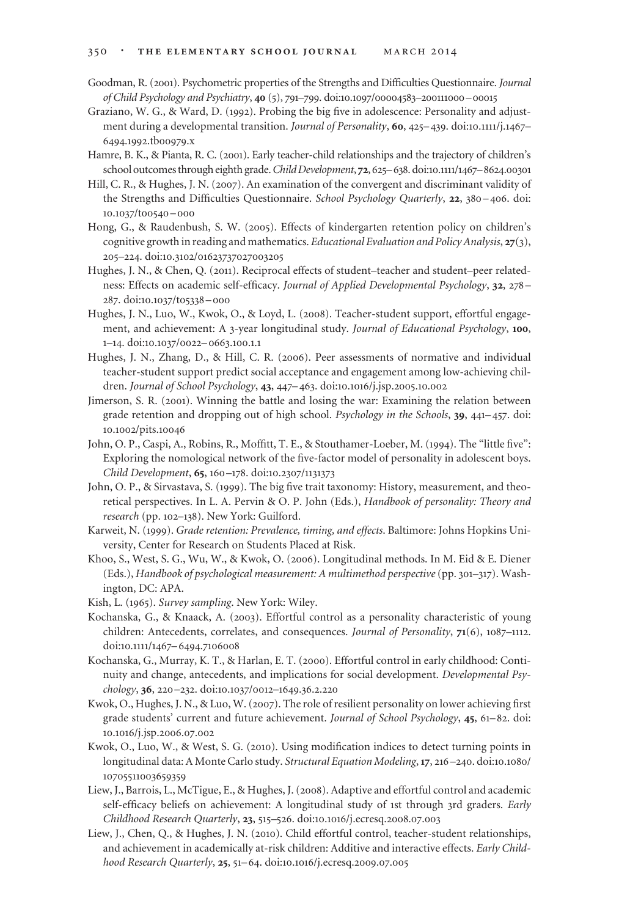Goodman, R. (2001). Psychometric properties of the Strengths and Difficulties Questionnaire. *Journal of Child Psychology and Psychiatry*, **40** (5), 791–799. doi:10.1097/00004583–200111000–00015

Graziano, W. G., & Ward, D. (1992). Probing the big five in adolescence: Personality and adjustment during a developmental transition. *Journal of Personality*, **60**, 425–439. doi:10.1111/j.1467–6494.1992.tb00979.x

Hamre, B. K., & Pianta, R. C. (2001). Early teacher-child relationships and the trajectory of children's school outcomes through eighth grade. *Child Development*, **72**, 625–638. doi:10.1111/1467–8624.00301

Hill, C. R., & Hughes, J. N. (2007). An examination of the convergent and discriminant validity of the Strengths and Difficulties Questionnaire. *School Psychology Quarterly*, **22**, 380–406. doi:10.1037/t00540–000

Hong, G., & Raudenbush, S. W. (2005). Effects of kindergarten retention policy on children's cognitive growth in reading and mathematics. *Educational Evaluation and Policy Analysis*, **27**(3), 205–224. doi:10.3102/01623737027003205

Hughes, J. N., & Chen, Q. (2011). Reciprocal effects of student–teacher and student–peer relatedness: Effects on academic self-efficacy. *Journal of Applied Developmental Psychology*, **32**, 278–287. doi:10.1037/t05338–000

Hughes, J. N., Luo, W., Kwok, O., & Loyd, L. (2008). Teacher-student support, effortful engagement, and achievement: A 3-year longitudinal study. *Journal of Educational Psychology*, **100**, 1–14. doi:10.1037/0022–0663.100.1.1

Hughes, J. N., Zhang, D., & Hill, C. R. (2006). Peer assessments of normative and individual teacher-student support predict social acceptance and engagement among low-achieving children. *Journal of School Psychology*, **43**, 447–463. doi:10.1016/j.jsp.2005.10.002

Jimerson, S. R. (2001). Winning the battle and losing the war: Examining the relation between grade retention and dropping out of high school. *Psychology in the Schools*, **39**, 441–457. doi:10.1002/pits.10046

John, O. P., Caspi, A., Robins, R., Moffitt, T. E., & Stouthamer-Loeber, M. (1994). The "little five": Exploring the nomological network of the five-factor model of personality in adolescent boys. *Child Development*, **65**, 160–178. doi:10.2307/1131373

John, O. P., & Sirvastava, S. (1999). The big five trait taxonomy: History, measurement, and theoretical perspectives. In L. A. Pervin & O. P. John (Eds.), *Handbook of personality: Theory and research* (pp. 102–138). New York: Guilford.

Karweit, N. (1999). *Grade retention: Prevalence, timing, and effects*. Baltimore: Johns Hopkins University, Center for Research on Students Placed at Risk.

Khoo, S., West, S. G., Wu, W., & Kwok, O. (2006). Longitudinal methods. In M. Eid & E. Diener (Eds.), *Handbook of psychological measurement: A multimethod perspective* (pp. 301–317). Washington, DC: APA.

Kish, L. (1965). *Survey sampling*. New York: Wiley.

Kochanska, G., & Knaack, A. (2003). Effortful control as a personality characteristic of young children: Antecedents, correlates, and consequences. *Journal of Personality*, **71**(6), 1087–1112. doi:10.1111/1467–6494.7106008

Kochanska, G., Murray, K. T., & Harlan, E. T. (2000). Effortful control in early childhood: Continuity and change, antecedents, and implications for social development. *Developmental Psychology*, **36**, 220–232. doi:10.1037/0012–1649.36.2.220

Kwok, O., Hughes, J. N., & Luo, W. (2007). The role of resilient personality on lower achieving first grade students' current and future achievement. *Journal of School Psychology*, **45**, 61–82. doi:10.1016/j.jsp.2006.07.002

Kwok, O., Luo, W., & West, S. G. (2010). Using modification indices to detect turning points in longitudinal data: A Monte Carlo study. *Structural Equation Modeling*, **17**, 216–240. doi:10.1080/10705511003659359

Liew, J., Barrois, L., McTigue, E., & Hughes, J. (2008). Adaptive and effortful control and academic self-efficacy beliefs on achievement: A longitudinal study of 1st through 3rd graders. *Early Childhood Research Quarterly*, **23**, 515–526. doi:10.1016/j.ecresq.2008.07.003

Liew, J., Chen, Q., & Hughes, J. N. (2010). Child effortful control, teacher-student relationships, and achievement in academically at-risk children: Additive and interactive effects. *Early Childhood Research Quarterly*, **25**, 51–64. doi:10.1016/j.ecresq.2009.07.005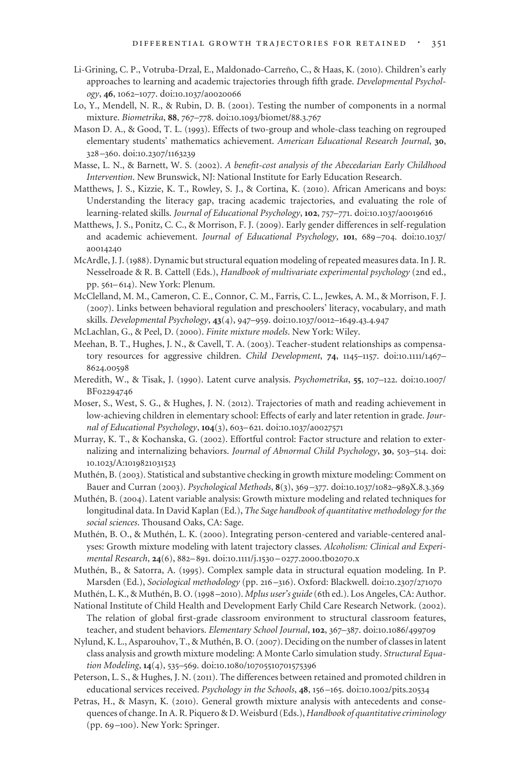Li-Grining, C. P., Votruba-Drzal, E., Maldonado-Carreño, C., & Haas, K. (2010). Children's early approaches to learning and academic trajectories through fifth grade. *Developmental Psychology*, **46**, 1062–1077. doi:10.1037/a0020066

Lo, Y., Mendell, N. R., & Rubin, D. B. (2001). Testing the number of components in a normal mixture. *Biometrika*, **88**, 767–778. doi:10.1093/biomet/88.3.767

Mason D. A., & Good, T. L. (1993). Effects of two-group and whole-class teaching on regrouped elementary students' mathematics achievement. *American Educational Research Journal*, **30**, 328–360. doi:10.2307/1163239

Masse, L. N., & Barnett, W. S. (2002). *A benefit-cost analysis of the Abecedarian Early Childhood Intervention*. New Brunswick, NJ: National Institute for Early Education Research.

Matthews, J. S., Kizzie, K. T., Rowley, S. J., & Cortina, K. (2010). African Americans and boys: Understanding the literacy gap, tracing academic trajectories, and evaluating the role of learning-related skills. *Journal of Educational Psychology*, **102**, 757–771. doi:10.1037/a0019616

Matthews, J. S., Ponitz, C. C., & Morrison, F. J. (2009). Early gender differences in self-regulation and academic achievement. *Journal of Educational Psychology*, **101**, 689–704. doi:10.1037/a0014240

McArdle, J. J. (1988). Dynamic but structural equation modeling of repeated measures data. In J. R. Nesselroade & R. B. Cattell (Eds.), *Handbook of multivariate experimental psychology* (2nd ed., pp. 561–614). New York: Plenum.

McClelland, M. M., Cameron, C. E., Connor, C. M., Farris, C. L., Jewkes, A. M., & Morrison, F. J. (2007). Links between behavioral regulation and preschoolers' literacy, vocabulary, and math skills. *Developmental Psychology*, **43**(4), 947–959. doi:10.1037/0012–1649.43.4.947

McLachlan, G., & Peel, D. (2000). *Finite mixture models*. New York: Wiley.

Meehan, B. T., Hughes, J. N., & Cavell, T. A. (2003). Teacher-student relationships as compensatory resources for aggressive children. *Child Development*, **74**, 1145–1157. doi:10.1111/1467–8624.00598

Meredith, W., & Tisak, J. (1990). Latent curve analysis. *Psychometrika*, **55**, 107–122. doi:10.1007/BF02294746

Moser, S., West, S. G., & Hughes, J. N. (2012). Trajectories of math and reading achievement in low-achieving children in elementary school: Effects of early and later retention in grade. *Journal of Educational Psychology*, **104**(3), 603–621. doi:10.1037/a0027571

Murray, K. T., & Kochanska, G. (2002). Effortful control: Factor structure and relation to externalizing and internalizing behaviors. *Journal of Abnormal Child Psychology*, **30**, 503–514. doi:10.1023/A:1019821031523

Muthén, B. (2003). Statistical and substantive checking in growth mixture modeling: Comment on Bauer and Curran (2003). *Psychological Methods*, **8**(3), 369–377. doi:10.1037/1082–989X.8.3.369

Muthén, B. (2004). Latent variable analysis: Growth mixture modeling and related techniques for longitudinal data. In David Kaplan (Ed.), *The Sage handbook of quantitative methodology for the social sciences*. Thousand Oaks, CA: Sage.

Muthén, B. O., & Muthén, L. K. (2000). Integrating person-centered and variable-centered analyses: Growth mixture modeling with latent trajectory classes. *Alcoholism: Clinical and Experimental Research*, **24**(6), 882–891. doi:10.1111/j.1530–0277.2000.tb02070.x

Muthén, B., & Satorra, A. (1995). Complex sample data in structural equation modeling. In P. Marsden (Ed.), *Sociological methodology* (pp. 216–316). Oxford: Blackwell. doi:10.2307/271070

Muthén, L. K., & Muthén, B. O. (1998–2010). *Mplus user's guide* (6th ed.). Los Angeles, CA: Author.

National Institute of Child Health and Development Early Child Care Research Network. (2002). The relation of global first-grade classroom environment to structural classroom features, teacher, and student behaviors. *Elementary School Journal*, **102**, 367–387. doi:10.1086/499709

Nylund, K. L., Asparouhov, T., & Muthén, B. O. (2007). Deciding on the number of classes in latent class analysis and growth mixture modeling: A Monte Carlo simulation study. *Structural Equation Modeling*, **14**(4), 535–569. doi:10.1080/10705510701575396

Peterson, L. S., & Hughes, J. N. (2011). The differences between retained and promoted children in educational services received. *Psychology in the Schools*, **48**, 156–165. doi:10.1002/pits.20534

Petras, H., & Masyn, K. (2010). General growth mixture analysis with antecedents and consequences of change. In A. R. Piquero & D. Weisburd (Eds.), *Handbook of quantitative criminology* (pp. 69–100). New York: Springer.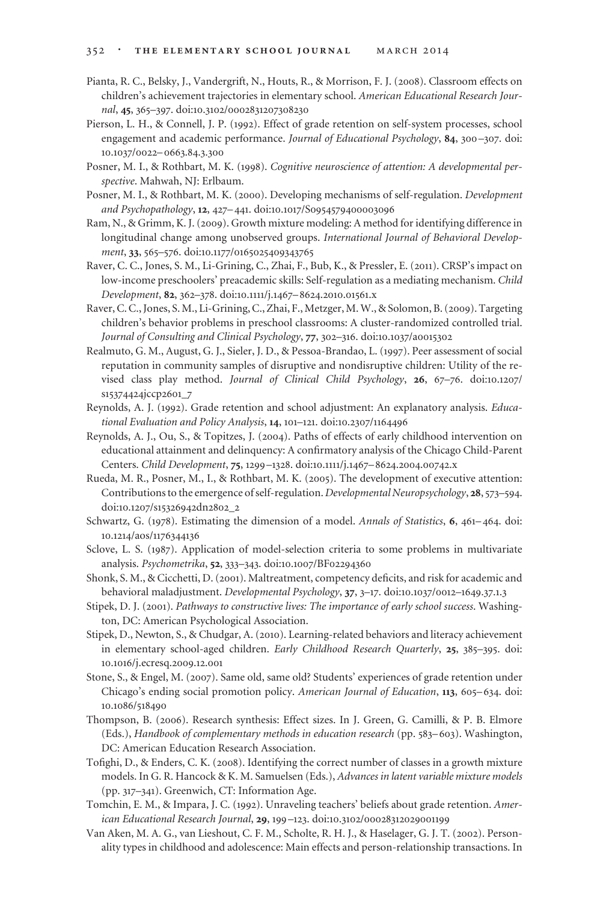Pianta, R. C., Belsky, J., Vandergrift, N., Houts, R., & Morrison, F. J. (2008). Classroom effects on children's achievement trajectories in elementary school. *American Educational Research Journal*, **45**, 365–397. doi:10.3102/0002831207308230

Pierson, L. H., & Connell, J. P. (1992). Effect of grade retention on self-system processes, school engagement and academic performance. *Journal of Educational Psychology*, **84**, 300–307. doi: 10.1037/0022–0663.84.3.300

Posner, M. I., & Rothbart, M. K. (1998). *Cognitive neuroscience of attention: A developmental perspective*. Mahwah, NJ: Erlbaum.

Posner, M. I., & Rothbart, M. K. (2000). Developing mechanisms of self-regulation. *Development and Psychopathology*, **12**, 427–441. doi:10.1017/S0954579400003096

Ram, N., & Grimm, K. J. (2009). Growth mixture modeling: A method for identifying difference in longitudinal change among unobserved groups. *International Journal of Behavioral Development*, **33**, 565–576. doi:10.1177/0165025409343765

Raver, C. C., Jones, S. M., Li-Grining, C., Zhai, F., Bub, K., & Pressler, E. (2011). CRSP's impact on low-income preschoolers' preacademic skills: Self-regulation as a mediating mechanism. *Child Development*, **82**, 362–378. doi:10.1111/j.1467–8624.2010.01561.x

Raver, C. C., Jones, S. M., Li-Grining, C., Zhai, F., Metzger, M. W., & Solomon, B. (2009). Targeting children's behavior problems in preschool classrooms: A cluster-randomized controlled trial. *Journal of Consulting and Clinical Psychology*, **77**, 302–316. doi:10.1037/a0015302

Realmuto, G. M., August, G. J., Sieler, J. D., & Pessoa-Brandao, L. (1997). Peer assessment of social reputation in community samples of disruptive and nondisruptive children: Utility of the revised class play method. *Journal of Clinical Child Psychology*, **26**, 67–76. doi:10.1207/s15374424jccp2601_7

Reynolds, A. J. (1992). Grade retention and school adjustment: An explanatory analysis. *Educational Evaluation and Policy Analysis*, **14**, 101–121. doi:10.2307/1164496

Reynolds, A. J., Ou, S., & Topitzes, J. (2004). Paths of effects of early childhood intervention on educational attainment and delinquency: A confirmatory analysis of the Chicago Child-Parent Centers. *Child Development*, **75**, 1299–1328. doi:10.1111/j.1467–8624.2004.00742.x

Rueda, M. R., Posner, M., I., & Rothbart, M. K. (2005). The development of executive attention: Contributions to the emergence of self-regulation. *Developmental Neuropsychology*, **28**, 573–594. doi:10.1207/s15326942dn2802_2

Schwartz, G. (1978). Estimating the dimension of a model. *Annals of Statistics*, **6**, 461–464. doi: 10.1214/aos/1176344136

Sclove, L. S. (1987). Application of model-selection criteria to some problems in multivariate analysis. *Psychometrika*, **52**, 333–343. doi:10.1007/BF02294360

Shonk, S. M., & Cicchetti, D. (2001). Maltreatment, competency deficits, and risk for academic and behavioral maladjustment. *Developmental Psychology*, **37**, 3–17. doi:10.1037/0012–1649.37.1.3

Stipek, D. J. (2001). *Pathways to constructive lives: The importance of early school success*. Washington, DC: American Psychological Association.

Stipek, D., Newton, S., & Chudgar, A. (2010). Learning-related behaviors and literacy achievement in elementary school-aged children. *Early Childhood Research Quarterly*, **25**, 385–395. doi: 10.1016/j.ecresq.2009.12.001

Stone, S., & Engel, M. (2007). Same old, same old? Students' experiences of grade retention under Chicago's ending social promotion policy. *American Journal of Education*, **113**, 605–634. doi: 10.1086/518490

Thompson, B. (2006). Research synthesis: Effect sizes. In J. Green, G. Camilli, & P. B. Elmore (Eds.), *Handbook of complementary methods in education research* (pp. 583–603). Washington, DC: American Education Research Association.

Tofighi, D., & Enders, C. K. (2008). Identifying the correct number of classes in a growth mixture models. In G. R. Hancock & K. M. Samuelsen (Eds.), *Advances in latent variable mixture models* (pp. 317–341). Greenwich, CT: Information Age.

Tomchin, E. M., & Impara, J. C. (1992). Unraveling teachers' beliefs about grade retention. *American Educational Research Journal*, **29**, 199–123. doi:10.3102/00028312029001199

Van Aken, M. A. G., van Lieshout, C. F. M., Scholte, R. H. J., & Haselager, G. J. T. (2002). Personality types in childhood and adolescence: Main effects and person-relationship transactions. In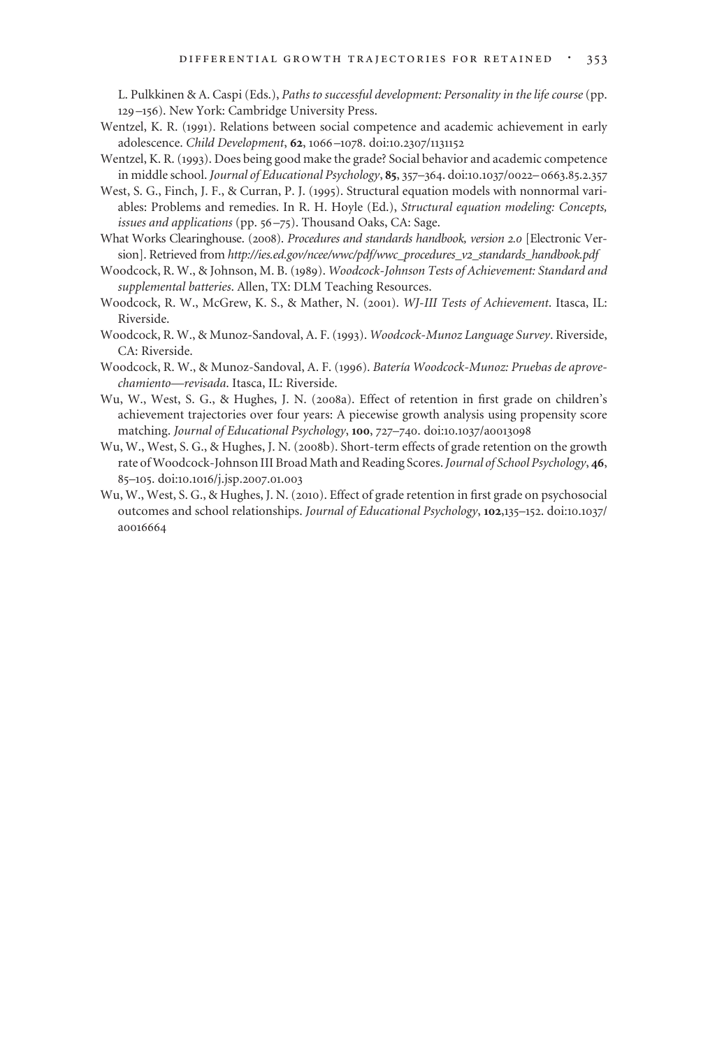L. Pulkkinen & A. Caspi (Eds.), *Paths to successful development: Personality in the life course* (pp. 129–156). New York: Cambridge University Press.

Wentzel, K. R. (1991). Relations between social competence and academic achievement in early adolescence. *Child Development*, **62**, 1066–1078. doi:10.2307/1131152

Wentzel, K. R. (1993). Does being good make the grade? Social behavior and academic competence in middle school. *Journal of Educational Psychology*, **85**, 357–364. doi:10.1037/0022–0663.85.2.357

West, S. G., Finch, J. F., & Curran, P. J. (1995). Structural equation models with nonnormal variables: Problems and remedies. In R. H. Hoyle (Ed.), *Structural equation modeling: Concepts, issues and applications* (pp. 56–75). Thousand Oaks, CA: Sage.

What Works Clearinghouse. (2008). *Procedures and standards handbook, version 2.0* [Electronic Version]. Retrieved from *http://ies.ed.gov/ncee/wwc/pdf/wwc_procedures_v2_standards_handbook.pdf*

Woodcock, R. W., & Johnson, M. B. (1989). *Woodcock-Johnson Tests of Achievement: Standard and supplemental batteries*. Allen, TX: DLM Teaching Resources.

Woodcock, R. W., McGrew, K. S., & Mather, N. (2001). *WJ-III Tests of Achievement*. Itasca, IL: Riverside.

Woodcock, R. W., & Munoz-Sandoval, A. F. (1993). *Woodcock-Munoz Language Survey*. Riverside, CA: Riverside.

Woodcock, R. W., & Munoz-Sandoval, A. F. (1996). *Batería Woodcock-Munoz: Pruebas de aprovechamiento—revisada*. Itasca, IL: Riverside.

Wu, W., West, S. G., & Hughes, J. N. (2008a). Effect of retention in first grade on children's achievement trajectories over four years: A piecewise growth analysis using propensity score matching. *Journal of Educational Psychology*, **100**, 727–740. doi:10.1037/a0013098

Wu, W., West, S. G., & Hughes, J. N. (2008b). Short-term effects of grade retention on the growth rate of Woodcock-Johnson III Broad Math and Reading Scores. *Journal of School Psychology*, **46**, 85–105. doi:10.1016/j.jsp.2007.01.003

Wu, W., West, S. G., & Hughes, J. N. (2010). Effect of grade retention in first grade on psychosocial outcomes and school relationships. *Journal of Educational Psychology*, **102**,135–152. doi:10.1037/a0016664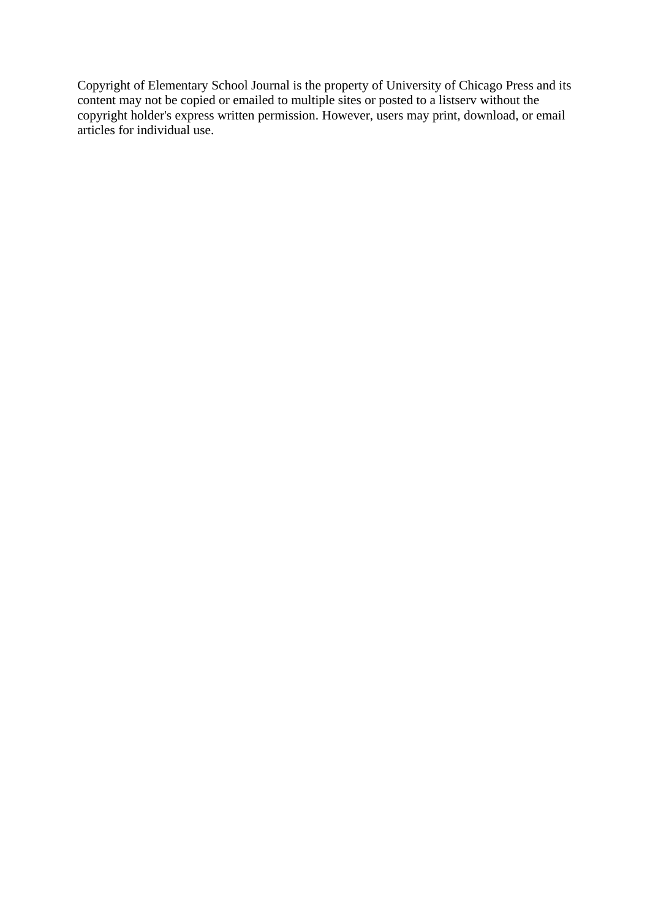Copyright of Elementary School Journal is the property of University of Chicago Press and its content may not be copied or emailed to multiple sites or posted to a listserv without the copyright holder's express written permission. However, users may print, download, or email articles for individual use.